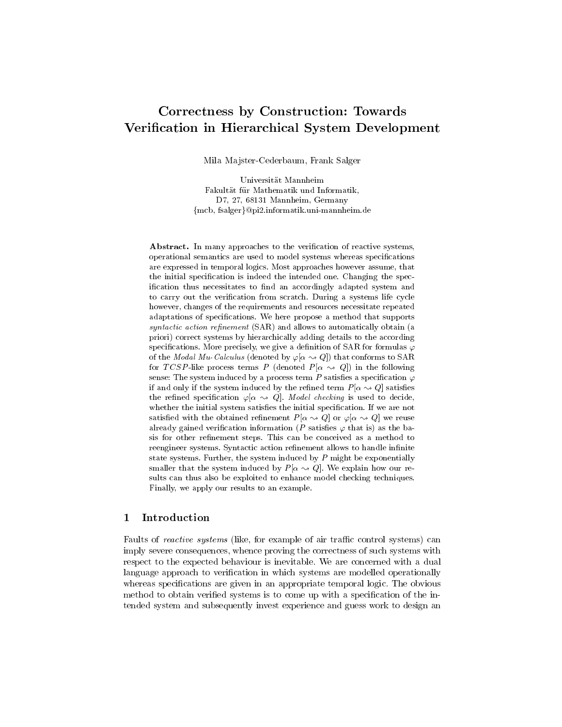# Correctness by Construction: Towards Verification in Hierarchical System Development

Mila Majster-Cederbaum, Frank Salger

Universität Mannheim
Fakultät für Mathematik und Informatik,
D7, 27, 68131 Mannheim, Germany
{mcb, fsalger}@pi2.informatik.uni-mannheim.de

**Abstract.** In many approaches to the verification of reactive systems, operational semantics are used to model systems whereas specifications are expressed in temporal logics. Most approaches however assume, that the initial specification is indeed the intended one. Changing the specification thus necessitates to find an accordingly adapted system and to carry out the verification from scratch. During a systems life cycle however, changes of the requirements and resources necessitate repeated adaptations of specifications. We here propose a method that supports *syntactic action refinement* (SAR) and allows to automatically obtain (a priori) correct systems by hierarchically adding details to the according specifications. More precisely, we give a definition of SAR for formulas $\varphi$ of the *Modal Mu-Calculus* (denoted by $\varphi[\alpha \rightsquigarrow Q]$) that conforms to SAR for $TCSP$-like process terms $P$ (denoted $P[\alpha \rightsquigarrow Q]$) in the following sense: The system induced by a process term $P$ satisfies a specification $\varphi$ if and only if the system induced by the refined term $P[\alpha \rightsquigarrow Q]$ satisfies the refined specification $\varphi[\alpha \rightsquigarrow Q]$. *Model checking* is used to decide, whether the initial system satisfies the initial specification. If we are not satisfied with the obtained refinement $P[\alpha \rightsquigarrow Q]$ or $\varphi[\alpha \rightsquigarrow Q]$ we reuse already gained verification information ($P$ satisfies $\varphi$ that is) as the basis for other refinement steps. This can be conceived as a method to reengineer systems. Syntactic action refinement allows to handle infinite state systems. Further, the system induced by $P$ might be exponentially smaller that the system induced by $P[\alpha \rightsquigarrow Q]$. We explain how our results can thus also be exploited to enhance model checking techniques. Finally, we apply our results to an example.

## 1 Introduction

Faults of *reactive systems* (like, for example of air traffic control systems) can imply severe consequences, whence proving the correctness of such systems with respect to the expected behaviour is inevitable. We are concerned with a dual language approach to verification in which systems are modelled operationally whereas specifications are given in an appropriate temporal logic. The obvious method to obtain verified systems is to come up with a specification of the intended system and subsequently invest experience and guess work to design an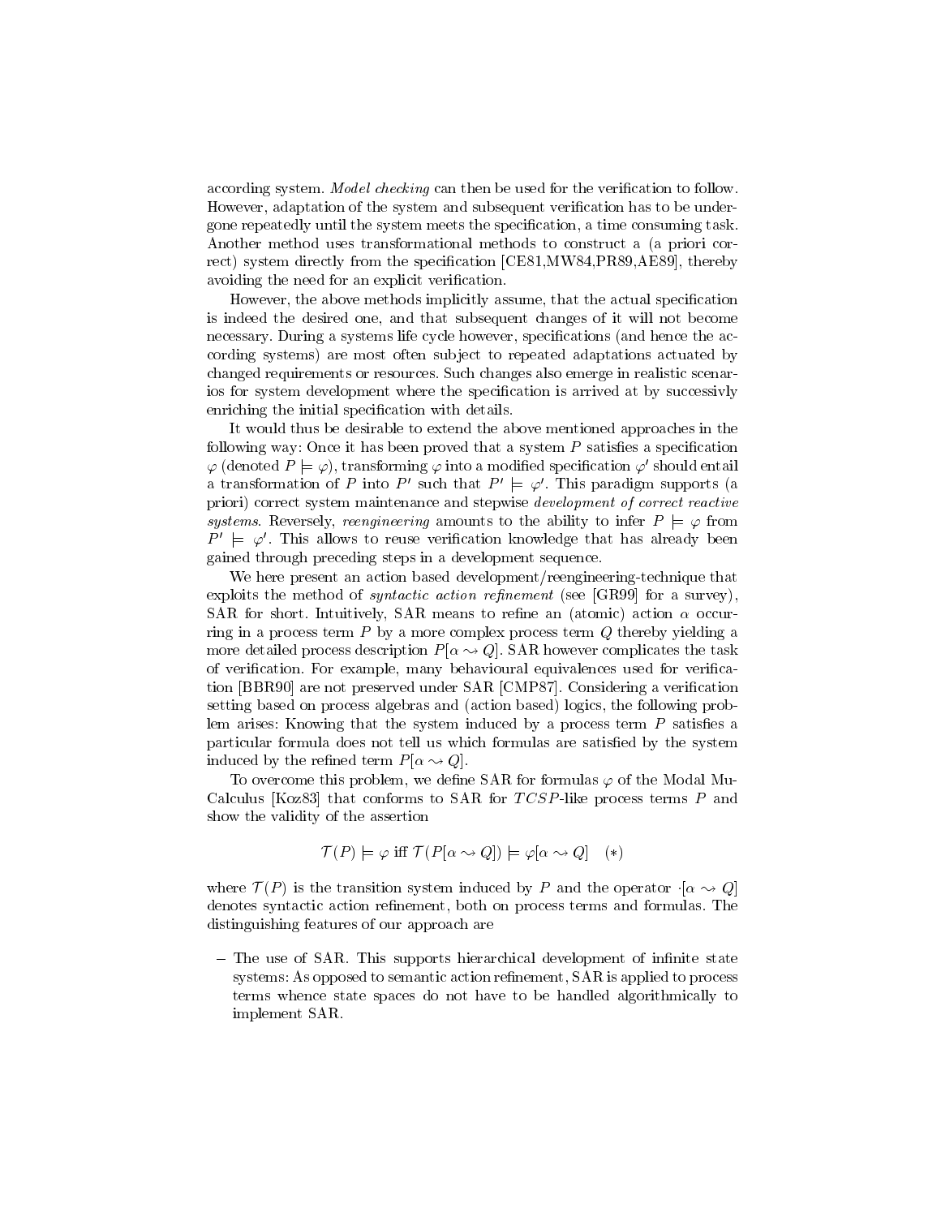according system. *Model checking* can then be used for the verification to follow. However, adaptation of the system and subsequent verification has to be undergone repeatedly until the system meets the specification, a time consuming task. Another method uses transformational methods to construct a (a priori correct) system directly from the specification [CE81,MW84,PR89,AE89], thereby avoiding the need for an explicit verification.

However, the above methods implicitly assume, that the actual specification is indeed the desired one, and that subsequent changes of it will not become necessary. During a systems life cycle however, specifications (and hence the according systems) are most often subject to repeated adaptations actuated by changed requirements or resources. Such changes also emerge in realistic scenarios for system development where the specification is arrived at by successivly enriching the initial specification with details.

It would thus be desirable to extend the above mentioned approaches in the following way: Once it has been proved that a system $P$ satisfies a specification $\varphi$ (denoted $P \models \varphi$), transforming $\varphi$ into a modified specification $\varphi'$ should entail a transformation of $P$ into $P'$ such that $P' \models \varphi'$. This paradigm supports (a priori) correct system maintenance and stepwise *development of correct reactive systems*. Reversely, *reengineering* amounts to the ability to infer $P \models \varphi$ from $P' \models \varphi'$. This allows to reuse verification knowledge that has already been gained through preceding steps in a development sequence.

We here present an action based development/reengineering-technique that exploits the method of *syntactic action refinement* (see [GR99] for a survey), SAR for short. Intuitively, SAR means to refine an (atomic) action $\alpha$ occurring in a process term $P$ by a more complex process term $Q$ thereby yielding a more detailed process description $P[\alpha \leadsto Q]$. SAR however complicates the task of verification. For example, many behavioural equivalences used for verification [BBR90] are not preserved under SAR [CMP87]. Considering a verification setting based on process algebras and (action based) logics, the following problem arises: Knowing that the system induced by a process term $P$ satisfies a particular formula does not tell us which formulas are satisfied by the system induced by the refined term $P[\alpha \leadsto Q]$.

To overcome this problem, we define SAR for formulas $\varphi$ of the Modal Mu-Calculus [Koz83] that conforms to SAR for *TCSP*-like process terms $P$ and show the validity of the assertion

$$\mathcal{T}(P) \models \varphi \text{ iff } \mathcal{T}(P[\alpha \leadsto Q]) \models \varphi[\alpha \leadsto Q] \quad (*)$$

where $\mathcal{T}(P)$ is the transition system induced by $P$ and the operator $\cdot[\alpha \leadsto Q]$ denotes syntactic action refinement, both on process terms and formulas. The distinguishing features of our approach are

- The use of SAR. This supports hierarchical development of infinite state systems: As opposed to semantic action refinement, SAR is applied to process terms whence state spaces do not have to be handled algorithmically to implement SAR.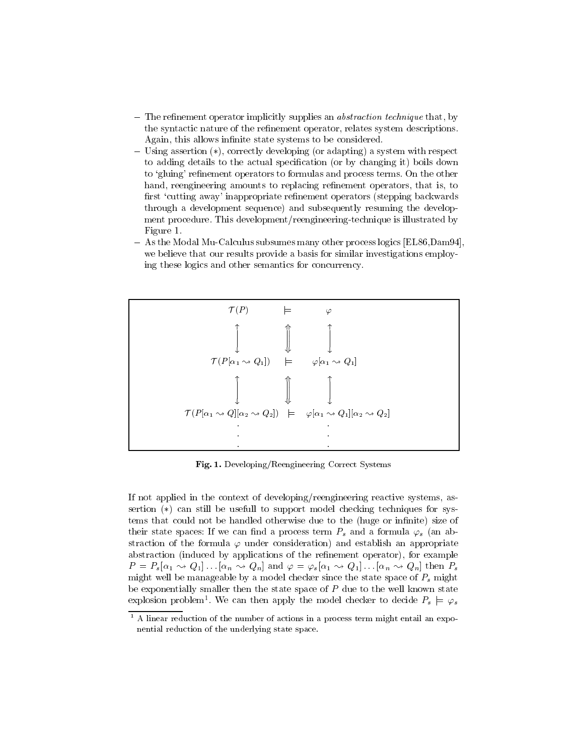- The refinement operator implicitly supplies an *abstraction technique* that, by the syntactic nature of the refinement operator, relates system descriptions. Again, this allows infinite state systems to be considered.
- Using assertion $(*)$, correctly developing (or adapting) a system with respect to adding details to the actual specification (or by changing it) boils down to 'gluing' refinement operators to formulas and process terms. On the other hand, reengineering amounts to replacing refinement operators, that is, to first 'cutting away' inappropriate refinement operators (stepping backwards through a development sequence) and subsequently resuming the development procedure. This development/reengineering-technique is illustrated by Figure 1.
- As the Modal Mu-Calculus subsumes many other process logics [EL86,Dam94], we believe that our results provide a basis for similar investigations employing these logics and other semantics for concurrency.

$$
\begin{array}{ccc}
\mathcal{T}(P) & \models & \varphi \\
\updownarrow & \Updownarrow & \updownarrow \\
\mathcal{T}(P[\alpha_1 \rightsquigarrow Q_1]) & \models & \varphi[\alpha_1 \rightsquigarrow Q_1] \\
\updownarrow & \Updownarrow & \updownarrow \\
\mathcal{T}(P[\alpha_1 \rightsquigarrow Q][\alpha_2 \rightsquigarrow Q_2]) & \models & \varphi[\alpha_1 \rightsquigarrow Q_1][\alpha_2 \rightsquigarrow Q_2] \\
\vdots & & \vdots
\end{array}
$$

**Fig. 1.** Developing/Reengineering Correct Systems

If not applied in the context of developing/reengineering reactive systems, assertion $(*)$ can still be usefull to support model checking techniques for systems that could not be handled otherwise due to the (huge or infinite) size of their state spaces: If we can find a process term $P_s$ and a formula $\varphi_s$ (an abstraction of the formula $\varphi$ under consideration) and establish an appropriate abstraction (induced by applications of the refinement operator), for example $P = P_s[\alpha_1 \rightsquigarrow Q_1] \ldots [\alpha_n \rightsquigarrow Q_n]$ and $\varphi = \varphi_s[\alpha_1 \rightsquigarrow Q_1] \ldots [\alpha_n \rightsquigarrow Q_n]$ then $P_s$ might well be manageable by a model checker since the state space of $P_s$ might be exponentially smaller then the state space of $P$ due to the well known state explosion problem[1]. We can then apply the model checker to decide $P_s \models \varphi_s$

[1] A linear reduction of the number of actions in a process term might entail an exponential reduction of the underlying state space.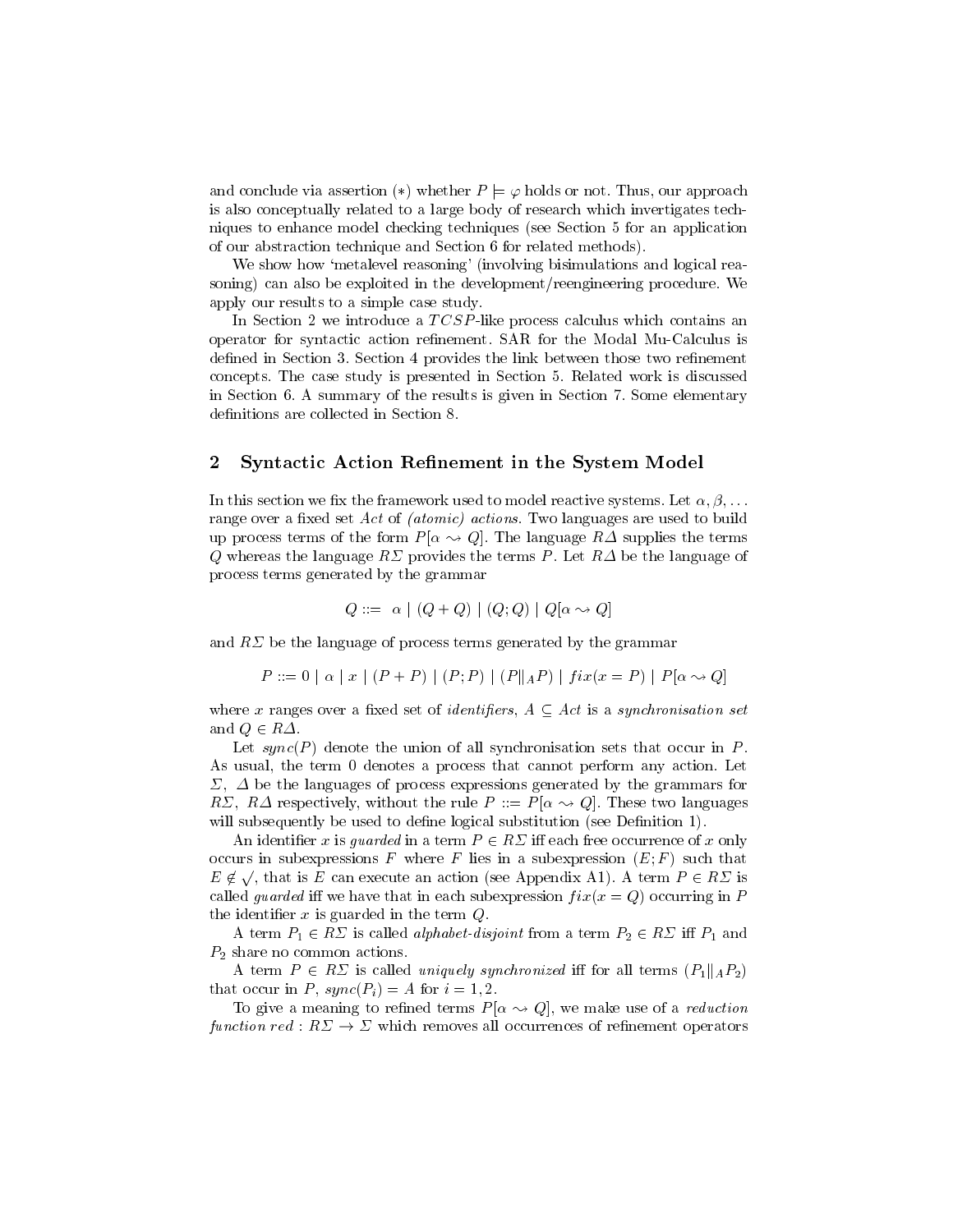and conclude via assertion $(*)$ whether $P \models \varphi$ holds or not. Thus, our approach is also conceptually related to a large body of research which invertigates techniques to enhance model checking techniques (see Section 5 for an application of our abstraction technique and Section 6 for related methods).

We show how 'metalevel reasoning' (involving bisimulations and logical reasoning) can also be exploited in the development/reengineering procedure. We apply our results to a simple case study.

In Section 2 we introduce a $TCSP$-like process calculus which contains an operator for syntactic action refinement. SAR for the Modal Mu-Calculus is defined in Section 3. Section 4 provides the link between those two refinement concepts. The case study is presented in Section 5. Related work is discussed in Section 6. A summary of the results is given in Section 7. Some elementary definitions are collected in Section 8.

## 2 Syntactic Action Refinement in the System Model

In this section we fix the framework used to model reactive systems. Let $\alpha, \beta, \ldots$ range over a fixed set $Act$ of *(atomic) actions*. Two languages are used to build up process terms of the form $P[\alpha \leadsto Q]$. The language $R\Delta$ supplies the terms $Q$ whereas the language $R\Sigma$ provides the terms $P$. Let $R\Delta$ be the language of process terms generated by the grammar

$$Q ::= \ \alpha \mid (Q + Q) \mid (Q; Q) \mid Q[\alpha \leadsto Q]$$

and $R\Sigma$ be the language of process terms generated by the grammar

$$P ::= 0 \mid \alpha \mid x \mid (P + P) \mid (P; P) \mid (P \|_A P) \mid fix(x = P) \mid P[\alpha \leadsto Q]$$

where $x$ ranges over a fixed set of *identifiers*, $A \subseteq Act$ is a *synchronisation set* and $Q \in R\Delta$.

Let $sync(P)$ denote the union of all synchronisation sets that occur in $P$. As usual, the term 0 denotes a process that cannot perform any action. Let $\Sigma$, $\Delta$ be the languages of process expressions generated by the grammars for $R\Sigma$, $R\Delta$ respectively, without the rule $P ::= P[\alpha \leadsto Q]$. These two languages will subsequently be used to define logical substitution (see Definition 1).

An identifier $x$ is *guarded* in a term $P \in R\Sigma$ iff each free occurrence of $x$ only occurs in subexpressions $F$ where $F$ lies in a subexpression $(E; F)$ such that $E \notin \surd$, that is $E$ can execute an action (see Appendix A1). A term $P \in R\Sigma$ is called *guarded* iff we have that in each subexpression $fix(x = Q)$ occurring in $P$ the identifier $x$ is guarded in the term $Q$.

A term $P_1 \in R\Sigma$ is called *alphabet-disjoint* from a term $P_2 \in R\Sigma$ iff $P_1$ and $P_2$ share no common actions.

A term $P \in R\Sigma$ is called *uniquely synchronized* iff for all terms $(P_1 \|_A P_2)$ that occur in $P$, $sync(P_i) = A$ for $i = 1, 2$.

To give a meaning to refined terms $P[\alpha \leadsto Q]$, we make use of a *reduction function* $red : R\Sigma \rightarrow \Sigma$ which removes all occurrences of refinement operators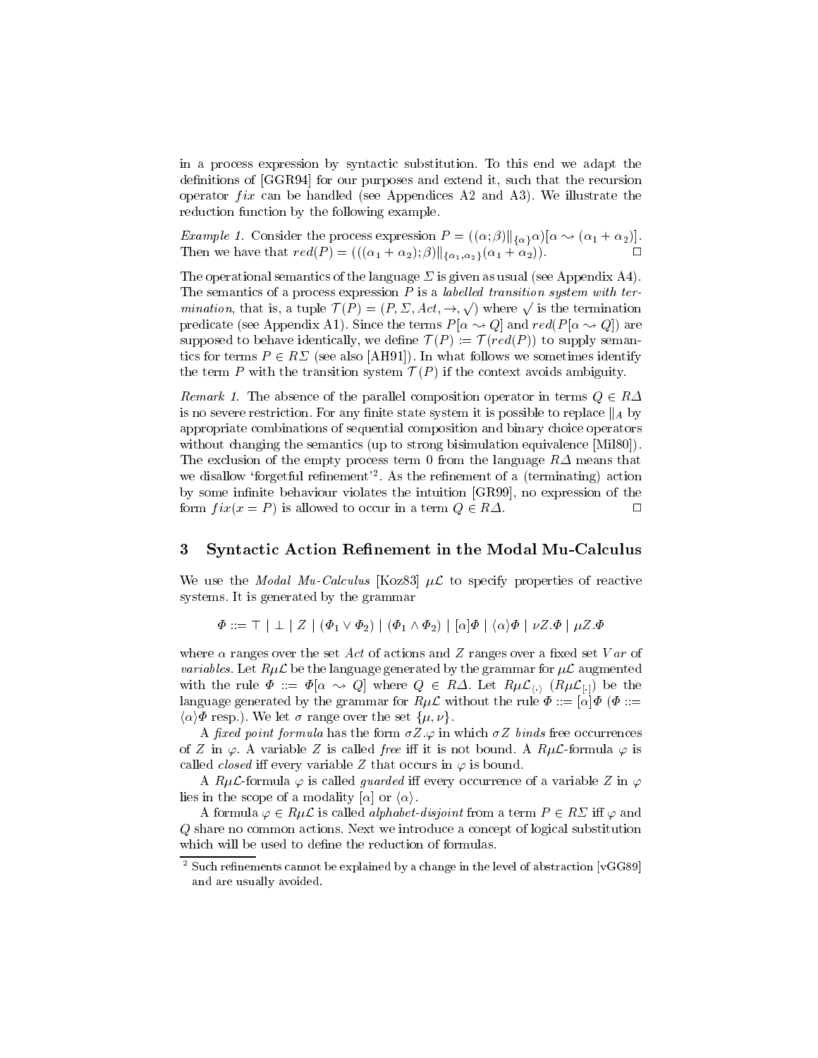in a process expression by syntactic substitution. To this end we adapt the definitions of [GGR94] for our purposes and extend it, such that the recursion operator $fix$ can be handled (see Appendices A2 and A3). We illustrate the reduction function by the following example.

*Example 1.* Consider the process expression $P = ((\alpha;\beta)\|_{\{\alpha\}}\alpha)[\alpha \rightsquigarrow (\alpha_1 + \alpha_2)]$. Then we have that $red(P) = (((\alpha_1 + \alpha_2);\beta)\|_{\{\alpha_1,\alpha_2\}}(\alpha_1 + \alpha_2))$. □

The operational semantics of the language $\Sigma$ is given as usual (see Appendix A4). The semantics of a process expression $P$ is a *labelled transition system with termination*, that is, a tuple $\mathcal{T}(P) = (P, \Sigma, Act, \rightarrow, \surd)$ where $\surd$ is the termination predicate (see Appendix A1). Since the terms $P[\alpha \rightsquigarrow Q]$ and $red(P[\alpha \rightsquigarrow Q])$ are supposed to behave identically, we define $\mathcal{T}(P) := \mathcal{T}(red(P))$ to supply semantics for terms $P \in R\Sigma$ (see also [AH91]). In what follows we sometimes identify the term $P$ with the transition system $\mathcal{T}(P)$ if the context avoids ambiguity.

*Remark 1.* The absence of the parallel composition operator in terms $Q \in R\Delta$ is no severe restriction. For any finite state system it is possible to replace $\|_A$ by appropriate combinations of sequential composition and binary choice operators without changing the semantics (up to strong bisimulation equivalence [Mil80]). The exclusion of the empty process term 0 from the language $R\Delta$ means that we disallow 'forgetful refinement'[2]. As the refinement of a (terminating) action by some infinite behaviour violates the intuition [GR99], no expression of the form $fix(x = P)$ is allowed to occur in a term $Q \in R\Delta$. □

## 3 Syntactic Action Refinement in the Modal Mu-Calculus

We use the *Modal Mu-Calculus* [Koz83] $\mu\mathcal{L}$ to specify properties of reactive systems. It is generated by the grammar

$$\Phi ::= \top \mid \bot \mid Z \mid (\Phi_1 \vee \Phi_2) \mid (\Phi_1 \wedge \Phi_2) \mid [\alpha]\Phi \mid \langle\alpha\rangle\Phi \mid \nu Z.\Phi \mid \mu Z.\Phi$$

where $\alpha$ ranges over the set $Act$ of actions and $Z$ ranges over a fixed set $Var$ of *variables*. Let $R\mu\mathcal{L}$ be the language generated by the grammar for $\mu\mathcal{L}$ augmented with the rule $\Phi ::= \Phi[\alpha \rightsquigarrow Q]$ where $Q \in R\Delta$. Let $R\mu\mathcal{L}_{\langle\cdot\rangle}$ ($R\mu\mathcal{L}_{[\cdot]}$) be the language generated by the grammar for $R\mu\mathcal{L}$ without the rule $\Phi ::= [\alpha]\Phi$ ($\Phi ::= \langle\alpha\rangle\Phi$ resp.). We let $\sigma$ range over the set $\{\mu, \nu\}$.

A *fixed point formula* has the form $\sigma Z.\varphi$ in which $\sigma Z$ *binds* free occurrences of $Z$ in $\varphi$. A variable $Z$ is called *free* iff it is not bound. A $R\mu\mathcal{L}$-formula $\varphi$ is called *closed* iff every variable $Z$ that occurs in $\varphi$ is bound.

A $R\mu\mathcal{L}$-formula $\varphi$ is called *guarded* iff every occurrence of a variable $Z$ in $\varphi$ lies in the scope of a modality $[\alpha]$ or $\langle\alpha\rangle$.

A formula $\varphi \in R\mu\mathcal{L}$ is called *alphabet-disjoint* from a term $P \in R\Sigma$ iff $\varphi$ and $Q$ share no common actions. Next we introduce a concept of logical substitution which will be used to define the reduction of formulas.

[2] Such refinements cannot be explained by a change in the level of abstraction [vGG89] and are usually avoided.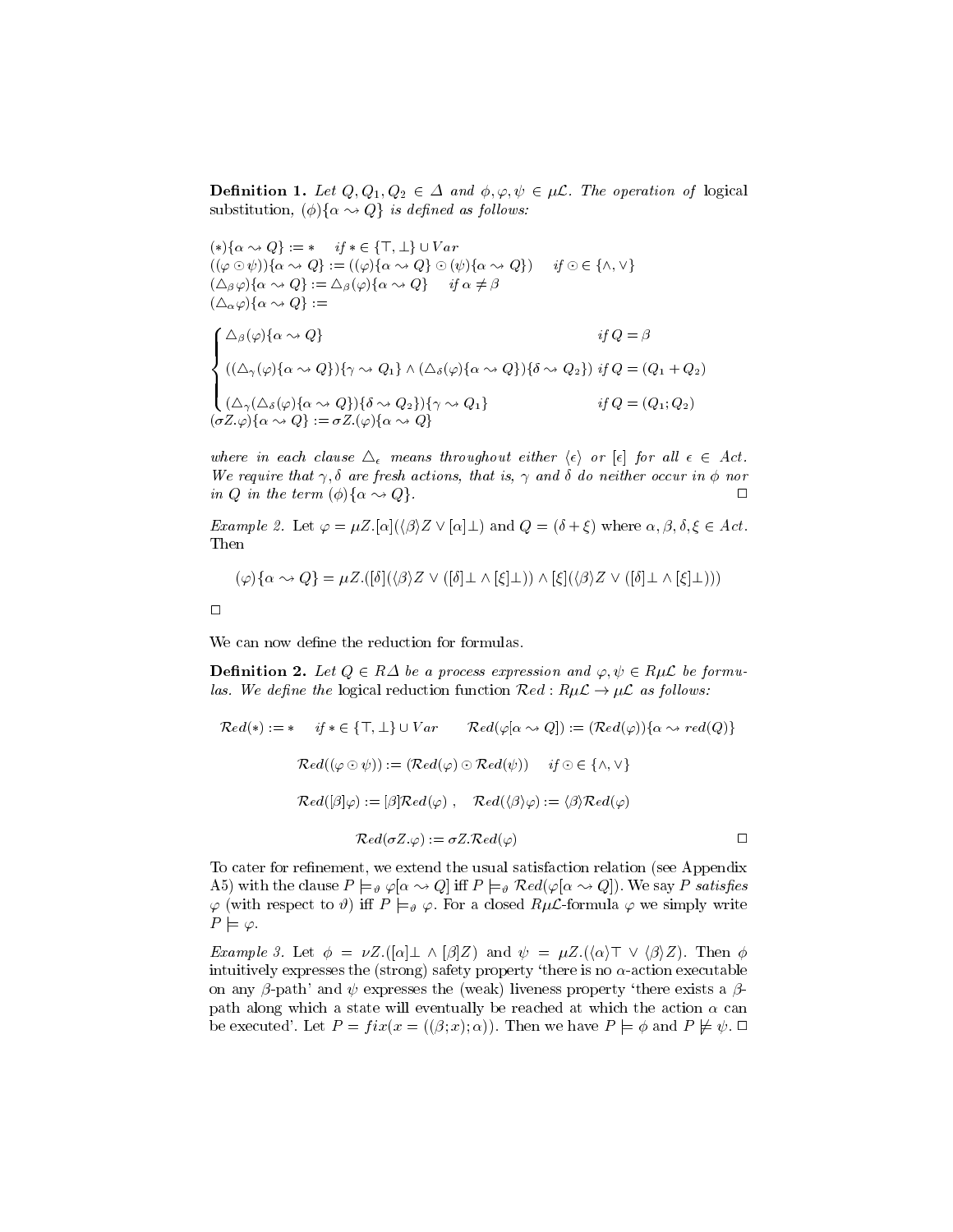**Definition 1.** *Let $Q, Q_1, Q_2 \in \Delta$ and $\phi, \varphi, \psi \in \mu\mathcal{L}$. The operation of* logical substitution, *$(\phi)\{\alpha \rightsquigarrow Q\}$ is defined as follows:*

$$(*)\{\alpha \rightsquigarrow Q\} := * \quad \text{if } * \in \{\top, \bot\} \cup Var$$

$$((\varphi \odot \psi))\{\alpha \rightsquigarrow Q\} := ((\varphi)\{\alpha \rightsquigarrow Q\} \odot (\psi)\{\alpha \rightsquigarrow Q\}) \quad \text{if } \odot \in \{\wedge, \vee\}$$

$$(\triangle_\beta \varphi)\{\alpha \rightsquigarrow Q\} := \triangle_\beta (\varphi)\{\alpha \rightsquigarrow Q\} \quad \text{if } \alpha \neq \beta$$

$$(\triangle_\alpha \varphi)\{\alpha \rightsquigarrow Q\} :=$$

$$\begin{cases} \triangle_\beta(\varphi)\{\alpha \rightsquigarrow Q\} & \text{if } Q = \beta \\ ((\triangle_\gamma(\varphi)\{\alpha \rightsquigarrow Q\})\{\gamma \rightsquigarrow Q_1\} \wedge (\triangle_\delta(\varphi)\{\alpha \rightsquigarrow Q\})\{\delta \rightsquigarrow Q_2\}) & \text{if } Q = (Q_1 + Q_2) \\ (\triangle_\gamma(\triangle_\delta(\varphi)\{\alpha \rightsquigarrow Q\})\{\delta \rightsquigarrow Q_2\})\{\gamma \rightsquigarrow Q_1\} & \text{if } Q = (Q_1 ; Q_2) \end{cases}$$

$$(\sigma Z.\varphi)\{\alpha \rightsquigarrow Q\} := \sigma Z.(\varphi)\{\alpha \rightsquigarrow Q\}$$

*where in each clause $\triangle_\epsilon$ means throughout either $\langle\epsilon\rangle$ or $[\epsilon]$ for all $\epsilon \in Act$. We require that $\gamma, \delta$ are fresh actions, that is, $\gamma$ and $\delta$ do neither occur in $\phi$ nor in $Q$ in the term $(\phi)\{\alpha \rightsquigarrow Q\}$.* □

*Example 2.* Let $\varphi = \mu Z.[\alpha](\langle\beta\rangle Z \vee [\alpha]\bot)$ and $Q = (\delta + \xi)$ where $\alpha, \beta, \delta, \xi \in Act$. Then

$$(\varphi)\{\alpha \rightsquigarrow Q\} = \mu Z.([\delta](\langle\beta\rangle Z \vee ([\delta]\bot \wedge [\xi]\bot)) \wedge [\xi](\langle\beta\rangle Z \vee ([\delta]\bot \wedge [\xi]\bot)))$$

□

We can now define the reduction for formulas.

**Definition 2.** *Let $Q \in R\Delta$ be a process expression and $\varphi, \psi \in R\mu\mathcal{L}$ be formulas. We define the* logical reduction function *$\mathcal{R}ed : R\mu\mathcal{L} \to \mu\mathcal{L}$ as follows:*

$$\mathcal{R}ed(*) := * \quad \text{if } * \in \{\top, \bot\} \cup Var \qquad \mathcal{R}ed(\varphi[\alpha \rightsquigarrow Q]) := (\mathcal{R}ed(\varphi))\{\alpha \rightsquigarrow red(Q)\}$$

$$\mathcal{R}ed((\varphi \odot \psi)) := (\mathcal{R}ed(\varphi) \odot \mathcal{R}ed(\psi)) \quad \text{if } \odot \in \{\wedge, \vee\}$$

$$\mathcal{R}ed([\beta]\varphi) := [\beta]\mathcal{R}ed(\varphi)\,, \quad \mathcal{R}ed(\langle\beta\rangle\varphi) := \langle\beta\rangle\mathcal{R}ed(\varphi)$$

$$\mathcal{R}ed(\sigma Z.\varphi) := \sigma Z.\mathcal{R}ed(\varphi)$$

□

To cater for refinement, we extend the usual satisfaction relation (see Appendix A5) with the clause $P \models_\vartheta \varphi[\alpha \rightsquigarrow Q]$ iff $P \models_\vartheta \mathcal{R}ed(\varphi[\alpha \rightsquigarrow Q])$. We say $P$ *satisfies* $\varphi$ (with respect to $\vartheta$) iff $P \models_\vartheta \varphi$. For a closed $R\mu\mathcal{L}$-formula $\varphi$ we simply write $P \models \varphi$.

*Example 3.* Let $\phi = \nu Z.([\alpha]\bot \wedge [\beta]Z)$ and $\psi = \mu Z.(\langle\alpha\rangle\top \vee \langle\beta\rangle Z)$. Then $\phi$ intuitively expresses the (strong) safety property 'there is no $\alpha$-action executable on any $\beta$-path' and $\psi$ expresses the (weak) liveness property 'there exists a $\beta$-path along which a state will eventually be reached at which the action $\alpha$ can be executed'. Let $P = fix(x = ((\beta; x); \alpha))$. Then we have $P \models \phi$ and $P \not\models \psi$. □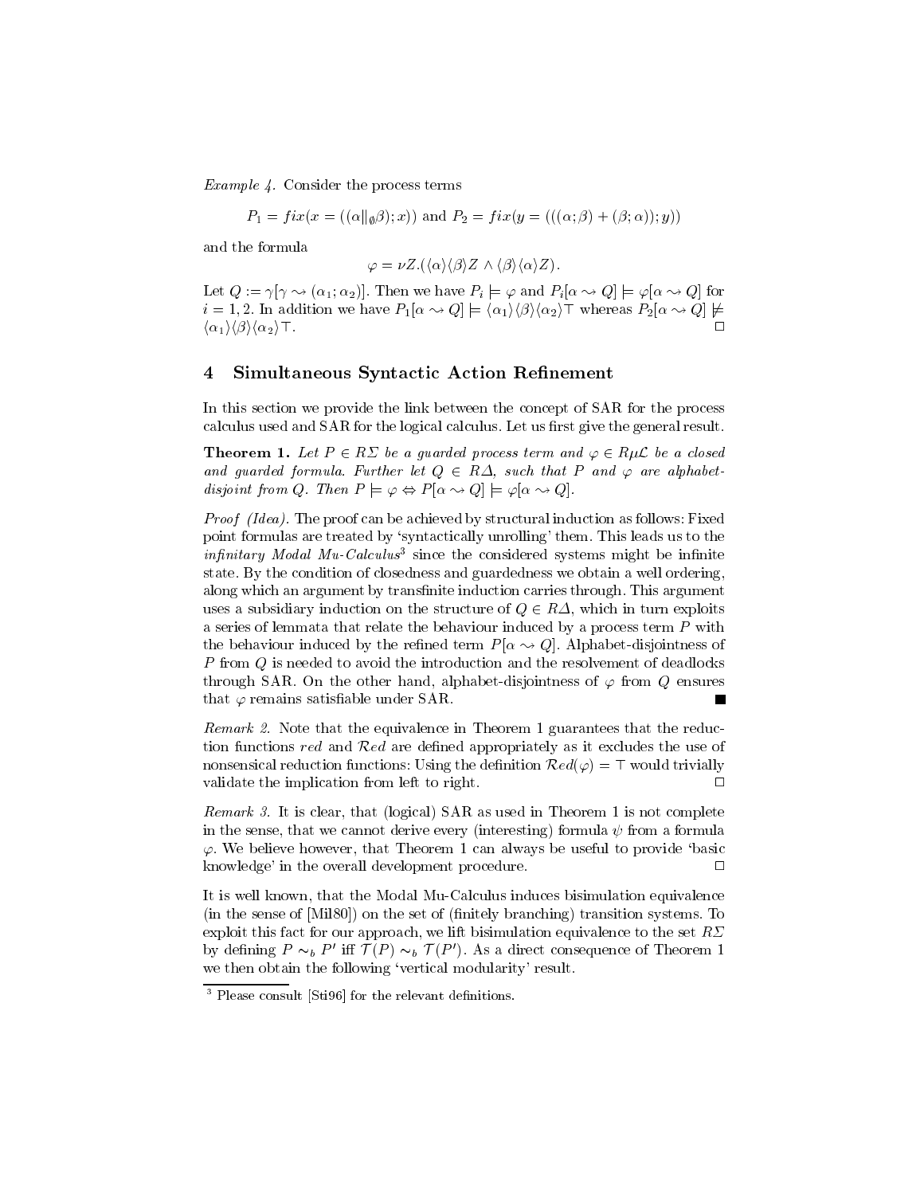*Example 4.* Consider the process terms

$$P_1 = fix(x = ((\alpha \|_{\emptyset} \beta); x)) \text{ and } P_2 = fix(y = (((\alpha; \beta) + (\beta; \alpha)); y))$$

and the formula

$$\varphi = \nu Z.(\langle \alpha \rangle \langle \beta \rangle Z \wedge \langle \beta \rangle \langle \alpha \rangle Z).$$

Let $Q := \gamma[\gamma \rightsquigarrow (\alpha_1; \alpha_2)]$. Then we have $P_i \models \varphi$ and $P_i[\alpha \rightsquigarrow Q] \models \varphi[\alpha \rightsquigarrow Q]$ for $i = 1, 2$. In addition we have $P_1[\alpha \rightsquigarrow Q] \models \langle \alpha_1 \rangle \langle \beta \rangle \langle \alpha_2 \rangle \top$ whereas $P_2[\alpha \rightsquigarrow Q] \not\models \langle \alpha_1 \rangle \langle \beta \rangle \langle \alpha_2 \rangle \top$. □

## 4 Simultaneous Syntactic Action Refinement

In this section we provide the link between the concept of SAR for the process calculus used and SAR for the logical calculus. Let us first give the general result.

**Theorem 1.** *Let $P \in R\Sigma$ be a guarded process term and $\varphi \in R\mu\mathcal{L}$ be a closed and guarded formula. Further let $Q \in R\Delta$, such that $P$ and $\varphi$ are alphabet-disjoint from $Q$. Then $P \models \varphi \Leftrightarrow P[\alpha \rightsquigarrow Q] \models \varphi[\alpha \rightsquigarrow Q]$.*

*Proof (Idea).* The proof can be achieved by structural induction as follows: Fixed point formulas are treated by 'syntactically unrolling' them. This leads us to the *infinitary Modal Mu-Calculus*[3] since the considered systems might be infinite state. By the condition of closedness and guardedness we obtain a well ordering, along which an argument by transfinite induction carries through. This argument uses a subsidiary induction on the structure of $Q \in R\Delta$, which in turn exploits a series of lemmata that relate the behaviour induced by a process term $P$ with the behaviour induced by the refined term $P[\alpha \rightsquigarrow Q]$. Alphabet-disjointness of $P$ from $Q$ is needed to avoid the introduction and the resolvement of deadlocks through SAR. On the other hand, alphabet-disjointness of $\varphi$ from $Q$ ensures that $\varphi$ remains satisfiable under SAR. ■

*Remark 2.* Note that the equivalence in Theorem 1 guarantees that the reduction functions $red$ and $\mathcal{R}ed$ are defined appropriately as it excludes the use of nonsensical reduction functions: Using the definition $\mathcal{R}ed(\varphi) = \top$ would trivially validate the implication from left to right. □

*Remark 3.* It is clear, that (logical) SAR as used in Theorem 1 is not complete in the sense, that we cannot derive every (interesting) formula $\psi$ from a formula $\varphi$. We believe however, that Theorem 1 can always be useful to provide 'basic knowledge' in the overall development procedure. □

It is well known, that the Modal Mu-Calculus induces bisimulation equivalence (in the sense of [Mil80]) on the set of (finitely branching) transition systems. To exploit this fact for our approach, we lift bisimulation equivalence to the set $R\Sigma$ by defining $P \sim_b P'$ iff $\mathcal{T}(P) \sim_b \mathcal{T}(P')$. As a direct consequence of Theorem 1 we then obtain the following 'vertical modularity' result.

[3] Please consult [Sti96] for the relevant definitions.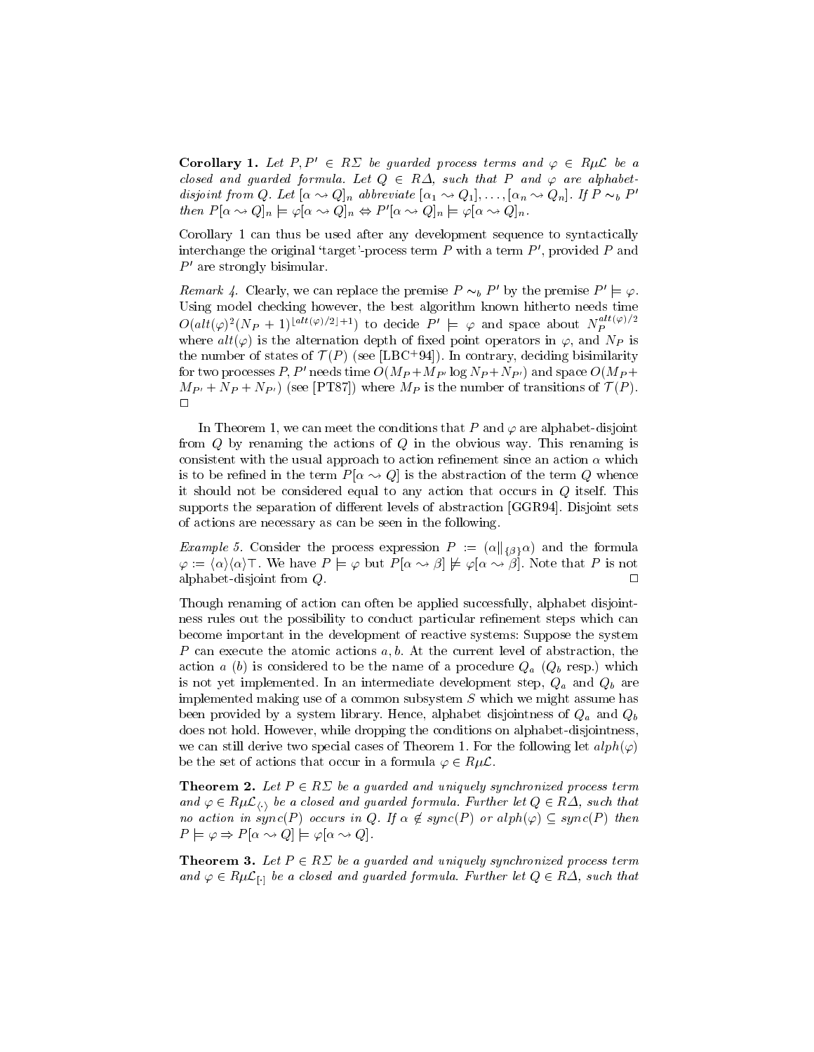**Corollary 1.** *Let $P, P' \in R\Sigma$ be guarded process terms and $\varphi \in R\mu\mathcal{L}$ be a closed and guarded formula. Let $Q \in R\Delta$, such that $P$ and $\varphi$ are alphabet-disjoint from $Q$. Let $[\alpha \rightsquigarrow Q]_n$ abbreviate $[\alpha_1 \rightsquigarrow Q_1], \ldots, [\alpha_n \rightsquigarrow Q_n]$. If $P \sim_b P'$ then $P[\alpha \rightsquigarrow Q]_n \models \varphi[\alpha \rightsquigarrow Q]_n \Leftrightarrow P'[\alpha \rightsquigarrow Q]_n \models \varphi[\alpha \rightsquigarrow Q]_n$.*

Corollary 1 can thus be used after any development sequence to syntactically interchange the original 'target'-process term $P$ with a term $P'$, provided $P$ and $P'$ are strongly bisimular.

*Remark 4.* Clearly, we can replace the premise $P \sim_b P'$ by the premise $P' \models \varphi$. Using model checking however, the best algorithm known hitherto needs time $O(alt(\varphi)^2(N_P+1)^{\lfloor alt(\varphi)/2 \rfloor+1})$ to decide $P' \models \varphi$ and space about $N_P^{alt(\varphi)/2}$ where $alt(\varphi)$ is the alternation depth of fixed point operators in $\varphi$, and $N_P$ is the number of states of $\mathcal{T}(P)$ (see [LBC+94]). In contrary, deciding bisimilarity for two processes $P, P'$ needs time $O(M_P + M_{P'} \log N_P + N_{P'})$ and space $O(M_P + M_{P'} + N_P + N_{P'})$ (see [PT87]) where $M_P$ is the number of transitions of $\mathcal{T}(P)$. $\square$

In Theorem 1, we can meet the conditions that $P$ and $\varphi$ are alphabet-disjoint from $Q$ by renaming the actions of $Q$ in the obvious way. This renaming is consistent with the usual approach to action refinement since an action $\alpha$ which is to be refined in the term $P[\alpha \rightsquigarrow Q]$ is the abstraction of the term $Q$ whence it should not be considered equal to any action that occurs in $Q$ itself. This supports the separation of different levels of abstraction [GGR94]. Disjoint sets of actions are necessary as can be seen in the following.

*Example 5.* Consider the process expression $P := (\alpha \|_{\{\beta\}} \alpha)$ and the formula $\varphi := \langle\alpha\rangle\langle\alpha\rangle\top$. We have $P \models \varphi$ but $P[\alpha \rightsquigarrow \beta] \not\models \varphi[\alpha \rightsquigarrow \beta]$. Note that $P$ is not alphabet-disjoint from $Q$. $\square$

Though renaming of action can often be applied successfully, alphabet disjointness rules out the possibility to conduct particular refinement steps which can become important in the development of reactive systems: Suppose the system $P$ can execute the atomic actions $a, b$. At the current level of abstraction, the action $a$ ($b$) is considered to be the name of a procedure $Q_a$ ($Q_b$ resp.) which is not yet implemented. In an intermediate development step, $Q_a$ and $Q_b$ are implemented making use of a common subsystem $S$ which we might assume has been provided by a system library. Hence, alphabet disjointness of $Q_a$ and $Q_b$ does not hold. However, while dropping the conditions on alphabet-disjointness, we can still derive two special cases of Theorem 1. For the following let $alph(\varphi)$ be the set of actions that occur in a formula $\varphi \in R\mu\mathcal{L}$.

**Theorem 2.** *Let $P \in R\Sigma$ be a guarded and uniquely synchronized process term and $\varphi \in R\mu\mathcal{L}_{\langle\cdot\rangle}$ be a closed and guarded formula. Further let $Q \in R\Delta$, such that no action in $sync(P)$ occurs in $Q$. If $\alpha \notin sync(P)$ or $alph(\varphi) \subseteq sync(P)$ then $P \models \varphi \Rightarrow P[\alpha \rightsquigarrow Q] \models \varphi[\alpha \rightsquigarrow Q]$.*

**Theorem 3.** *Let $P \in R\Sigma$ be a guarded and uniquely synchronized process term and $\varphi \in R\mu\mathcal{L}_{[\cdot]}$ be a closed and guarded formula. Further let $Q \in R\Delta$, such that*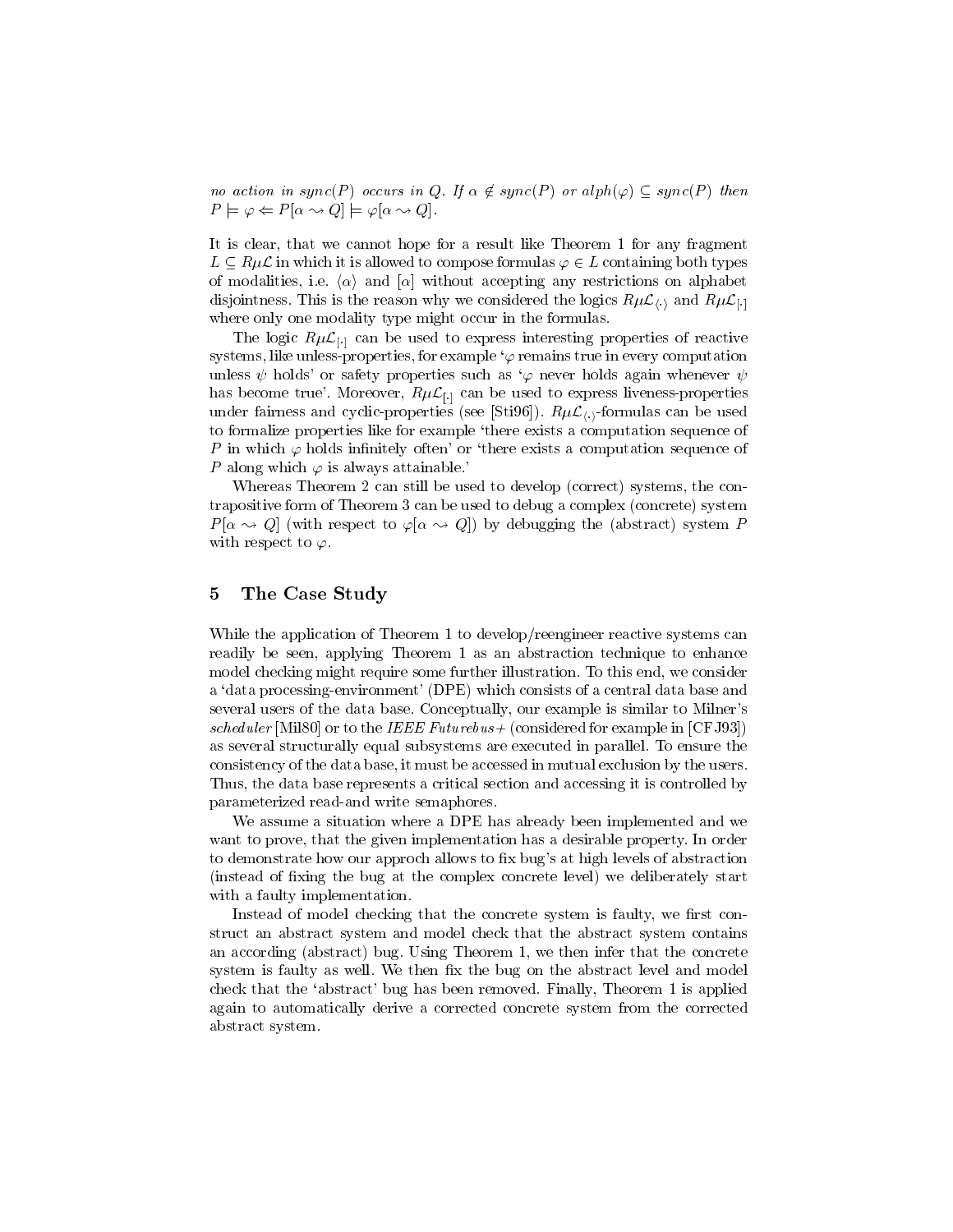*no action in* $sync(P)$ *occurs in* $Q$. *If* $\alpha \notin sync(P)$ *or* $alph(\varphi) \subseteq sync(P)$ *then* $P \models \varphi \Leftarrow P[\alpha \rightsquigarrow Q] \models \varphi[\alpha \rightsquigarrow Q]$.

It is clear, that we cannot hope for a result like Theorem 1 for any fragment $L \subseteq R\mu\mathcal{L}$ in which it is allowed to compose formulas $\varphi \in L$ containing both types of modalities, i.e. $\langle\alpha\rangle$ and $[\alpha]$ without accepting any restrictions on alphabet disjointness. This is the reason why we considered the logics $R\mu\mathcal{L}_{\langle\cdot\rangle}$ and $R\mu\mathcal{L}_{[\cdot]}$ where only one modality type might occur in the formulas.

The logic $R\mu\mathcal{L}_{[\cdot]}$ can be used to express interesting properties of reactive systems, like unless-properties, for example '$\varphi$ remains true in every computation unless $\psi$ holds' or safety properties such as '$\varphi$ never holds again whenever $\psi$ has become true'. Moreover, $R\mu\mathcal{L}_{[\cdot]}$ can be used to express liveness-properties under fairness and cyclic-properties (see [Sti96]). $R\mu\mathcal{L}_{\langle\cdot\rangle}$-formulas can be used to formalize properties like for example 'there exists a computation sequence of $P$ in which $\varphi$ holds infinitely often' or 'there exists a computation sequence of $P$ along which $\varphi$ is always attainable.'

Whereas Theorem 2 can still be used to develop (correct) systems, the contrapositive form of Theorem 3 can be used to debug a complex (concrete) system $P[\alpha \rightsquigarrow Q]$ (with respect to $\varphi[\alpha \rightsquigarrow Q]$) by debugging the (abstract) system $P$ with respect to $\varphi$.

## 5 The Case Study

While the application of Theorem 1 to develop/reengineer reactive systems can readily be seen, applying Theorem 1 as an abstraction technique to enhance model checking might require some further illustration. To this end, we consider a 'data processing-environment' (DPE) which consists of a central data base and several users of the data base. Conceptually, our example is similar to Milner's *scheduler* [Mil80] or to the *IEEE Futurebus+* (considered for example in [CFJ93]) as several structurally equal subsystems are executed in parallel. To ensure the consistency of the data base, it must be accessed in mutual exclusion by the users. Thus, the data base represents a critical section and accessing it is controlled by parameterized read-and write semaphores.

We assume a situation where a DPE has already been implemented and we want to prove, that the given implementation has a desirable property. In order to demonstrate how our approch allows to fix bug's at high levels of abstraction (instead of fixing the bug at the complex concrete level) we deliberately start with a faulty implementation.

Instead of model checking that the concrete system is faulty, we first construct an abstract system and model check that the abstract system contains an according (abstract) bug. Using Theorem 1, we then infer that the concrete system is faulty as well. We then fix the bug on the abstract level and model check that the 'abstract' bug has been removed. Finally, Theorem 1 is applied again to automatically derive a corrected concrete system from the corrected abstract system.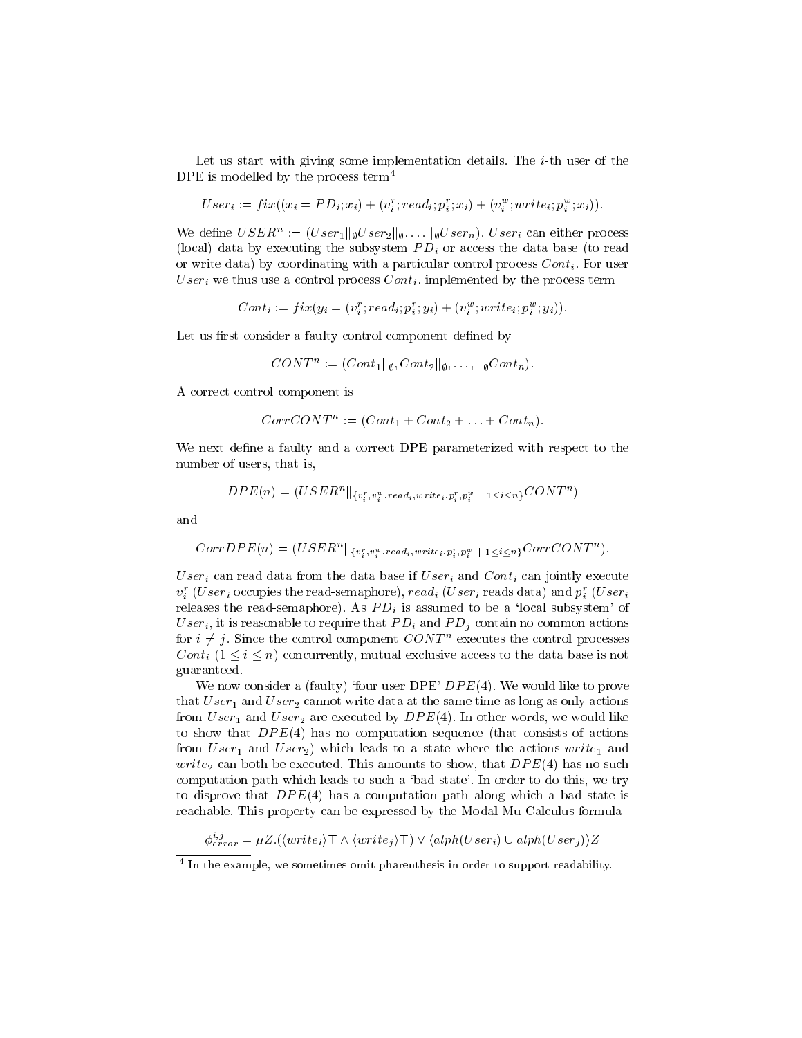Let us start with giving some implementation details. The $i$-th user of the DPE is modelled by the process term[4]

$$User_i := fix((x_i = PD_i;x_i) + (v_i^r;read_i;p_i^r;x_i) + (v_i^w;write_i;p_i^w;x_i)).$$

We define $USER^n := (User_1\|_\emptyset User_2\|_\emptyset, \ldots \|_\emptyset User_n)$. $User_i$ can either process (local) data by executing the subsystem $PD_i$ or access the data base (to read or write data) by coordinating with a particular control process $Cont_i$. For user $User_i$ we thus use a control process $Cont_i$, implemented by the process term

$$Cont_i := fix(y_i = (v_i^r;read_i;p_i^r;y_i) + (v_i^w;write_i;p_i^w;y_i)).$$

Let us first consider a faulty control component defined by

$$CONT^n := (Cont_1\|_\emptyset, Cont_2\|_\emptyset, \ldots, \|_\emptyset Cont_n).$$

A correct control component is

$$CorrCONT^n := (Cont_1 + Cont_2 + \ldots + Cont_n).$$

We next define a faulty and a correct DPE parameterized with respect to the number of users, that is,

$$DPE(n) = (USER^n\|_{\{v_i^r, v_i^w, read_i, write_i, p_i^r, p_i^w \ \mid \ 1 \leq i \leq n\}} CONT^n)$$

and

$$CorrDPE(n) = (USER^n\|_{\{v_i^r, v_i^w, read_i, write_i, p_i^r, p_i^w \ \mid \ 1 \leq i \leq n\}} CorrCONT^n).$$

$User_i$ can read data from the data base if $User_i$ and $Cont_i$ can jointly execute $v_i^r$ ($User_i$ occupies the read-semaphore), $read_i$ ($User_i$ reads data) and $p_i^r$ ($User_i$ releases the read-semaphore). As $PD_i$ is assumed to be a 'local subsystem' of $User_i$, it is reasonable to require that $PD_i$ and $PD_j$ contain no common actions for $i \neq j$. Since the control component $CONT^n$ executes the control processes $Cont_i$ ($1 \leq i \leq n$) concurrently, mutual exclusive access to the data base is not guaranteed.

We now consider a (faulty) 'four user DPE' $DPE(4)$. We would like to prove that $User_1$ and $User_2$ cannot write data at the same time as long as only actions from $User_1$ and $User_2$ are executed by $DPE(4)$. In other words, we would like to show that $DPE(4)$ has no computation sequence (that consists of actions from $User_1$ and $User_2$) which leads to a state where the actions $write_1$ and $write_2$ can both be executed. This amounts to show, that $DPE(4)$ has no such computation path which leads to such a 'bad state'. In order to do this, we try to disprove that $DPE(4)$ has a computation path along which a bad state is reachable. This property can be expressed by the Modal Mu-Calculus formula

$$\phi_{error}^{i,j} = \mu Z.(\langle write_i \rangle \top \wedge \langle write_j \rangle \top) \vee \langle alph(User_i) \cup alph(User_j) \rangle Z$$

[4] In the example, we sometimes omit pharenthesis in order to support readability.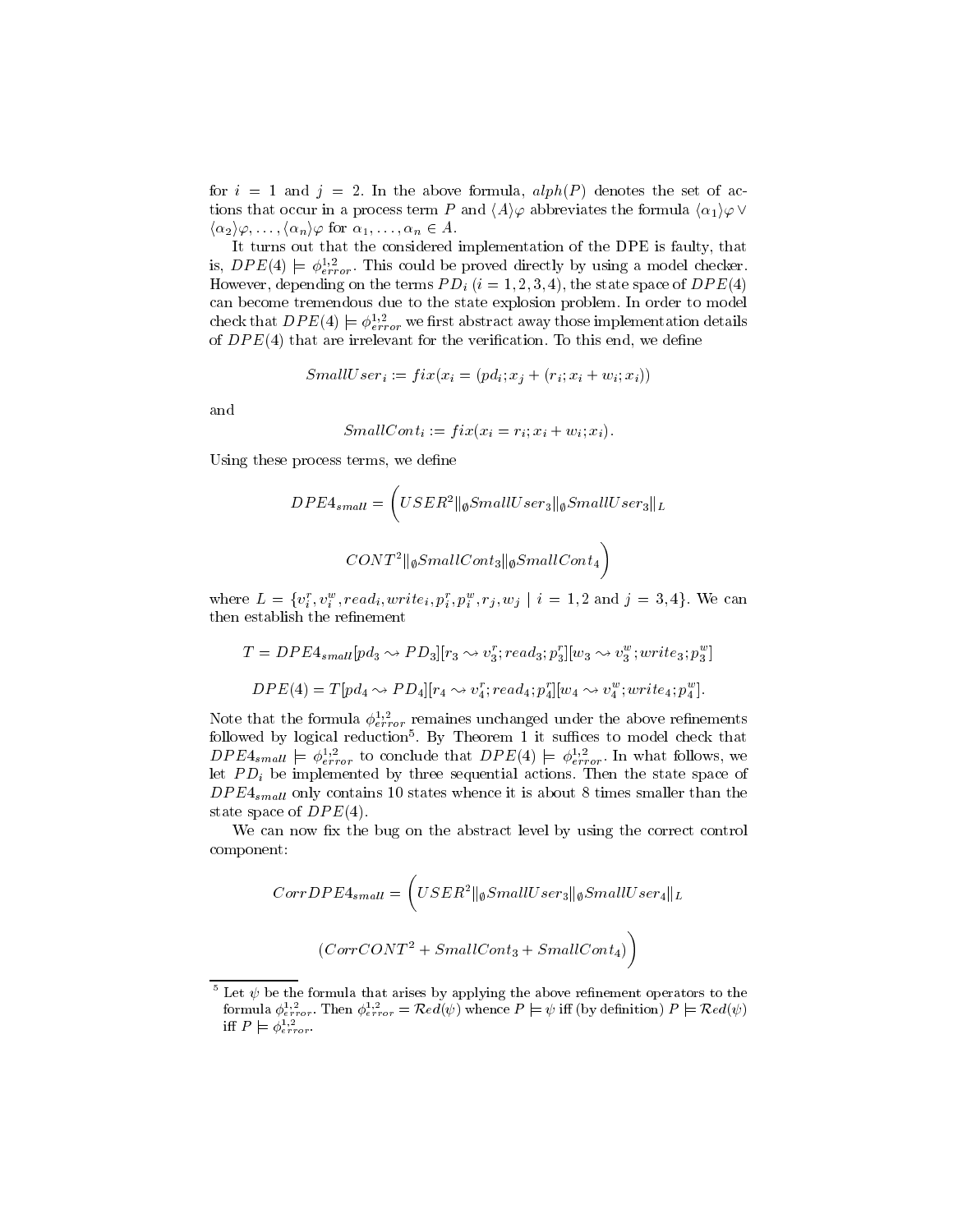for $i = 1$ and $j = 2$. In the above formula, $alph(P)$ denotes the set of actions that occur in a process term $P$ and $\langle A \rangle \varphi$ abbreviates the formula $\langle \alpha_1 \rangle \varphi \vee \langle \alpha_2 \rangle \varphi, \ldots, \langle \alpha_n \rangle \varphi$ for $\alpha_1, \ldots, \alpha_n \in A$.

It turns out that the considered implementation of the DPE is faulty, that is, $DPE(4) \models \phi^{1,2}_{error}$. This could be proved directly by using a model checker. However, depending on the terms $PD_i$ ($i = 1,2,3,4$), the state space of $DPE(4)$ can become tremendous due to the state explosion problem. In order to model check that $DPE(4) \models \phi^{1,2}_{error}$ we first abstract away those implementation details of $DPE(4)$ that are irrelevant for the verification. To this end, we define

$$SmallUser_i := fix(x_i = (pd_i; x_j + (r_i; x_i + w_i; x_i))$$

and

$$SmallCont_i := fix(x_i = r_i; x_i + w_i; x_i).$$

Using these process terms, we define

$$DPE4_{small} = \Big( USER^2 \|_\emptyset SmallUser_3 \|_\emptyset SmallUser_3 \|_L$$

$$CONT^2 \|_\emptyset SmallCont_3 \|_\emptyset SmallCont_4 \Big)$$

where $L = \{v^r_i, v^w_i, read_i, write_i, p^r_i, p^w_i, r_j, w_j \mid i = 1,2 \text{ and } j = 3,4\}$. We can then establish the refinement

$$T = DPE4_{small}[pd_3 \rightsquigarrow PD_3][r_3 \rightsquigarrow v^r_3; read_3; p^r_3][w_3 \rightsquigarrow v^w_3; write_3; p^w_3]$$

$$DPE(4) = T[pd_4 \rightsquigarrow PD_4][r_4 \rightsquigarrow v^r_4; read_4; p^r_4][w_4 \rightsquigarrow v^w_4; write_4; p^w_4].$$

Note that the formula $\phi^{1,2}_{error}$ remaines unchanged under the above refinements followed by logical reduction[5]. By Theorem 1 it suffices to model check that $DPE4_{small} \models \phi^{1,2}_{error}$ to conclude that $DPE(4) \models \phi^{1,2}_{error}$. In what follows, we let $PD_i$ be implemented by three sequential actions. Then the state space of $DPE4_{small}$ only contains 10 states whence it is about 8 times smaller than the state space of $DPE(4)$.

We can now fix the bug on the abstract level by using the correct control component:

$$CorrDPE4_{small} = \Big( USER^2 \|_\emptyset SmallUser_3 \|_\emptyset SmallUser_4 \|_L$$

$$(CorrCONT^2 + SmallCont_3 + SmallCont_4) \Big)$$

[5] Let $\psi$ be the formula that arises by applying the above refinement operators to the formula $\phi^{1,2}_{error}$. Then $\phi^{1,2}_{error} = \mathcal{R}ed(\psi)$ whence $P \models \psi$ iff (by definition) $P \models \mathcal{R}ed(\psi)$ iff $P \models \phi^{1,2}_{error}$.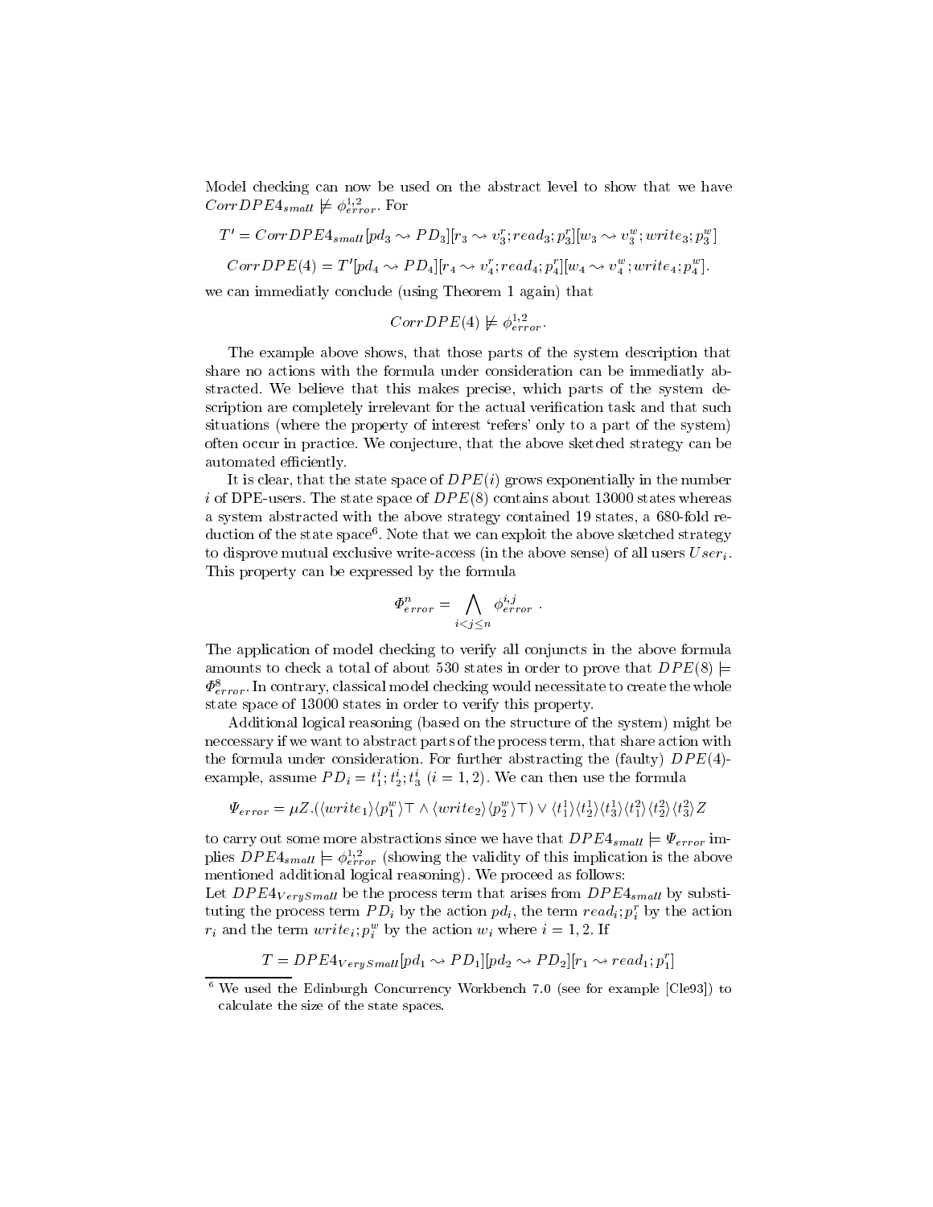Model checking can now be used on the abstract level to show that we have $CorrDPE4_{small} \not\models \phi^{1,2}_{error}$. For

$$T' = CorrDPE4_{small}[pd_3 \rightsquigarrow PD_3][r_3 \rightsquigarrow v^r_3; read_3; p^r_3][w_3 \rightsquigarrow v^w_3; write_3; p^w_3]$$

$$CorrDPE(4) = T'[pd_4 \rightsquigarrow PD_4][r_4 \rightsquigarrow v^r_4; read_4; p^r_4][w_4 \rightsquigarrow v^w_4; write_4; p^w_4].$$

we can immediatly conclude (using Theorem 1 again) that

$$CorrDPE(4) \not\models \phi^{1,2}_{error}.$$

The example above shows, that those parts of the system description that share no actions with the formula under consideration can be immediatly abstracted. We believe that this makes precise, which parts of the system description are completely irrelevant for the actual verification task and that such situations (where the property of interest 'refers' only to a part of the system) often occur in practice. We conjecture, that the above sketched strategy can be automated efficiently.

It is clear, that the state space of $DPE(i)$ grows exponentially in the number $i$ of DPE-users. The state space of $DPE(8)$ contains about 13000 states whereas a system abstracted with the above strategy contained 19 states, a 680-fold reduction of the state space[6]. Note that we can exploit the above sketched strategy to disprove mutual exclusive write-access (in the above sense) of all users $User_i$. This property can be expressed by the formula

$$\Phi^n_{error} = \bigwedge_{i<j\leq n} \phi^{i,j}_{error} \ .$$

The application of model checking to verify all conjuncts in the above formula amounts to check a total of about 530 states in order to prove that $DPE(8) \models \Phi^8_{error}$. In contrary, classical model checking would necessitate to create the whole state space of 13000 states in order to verify this property.

Additional logical reasoning (based on the structure of the system) might be neccessary if we want to abstract parts of the process term, that share action with the formula under consideration. For further abstracting the (faulty) $DPE(4)$-example, assume $PD_i = t^i_1; t^i_2; t^i_3$ $(i = 1, 2)$. We can then use the formula

$$\Psi_{error} = \mu Z.(\langle write_1\rangle\langle p^w_1\rangle\top \wedge \langle write_2\rangle\langle p^w_2\rangle\top) \vee \langle t^1_1\rangle\langle t^1_2\rangle\langle t^1_3\rangle\langle t^2_1\rangle\langle t^2_2\rangle\langle t^2_3\rangle Z$$

to carry out some more abstractions since we have that $DPE4_{small} \models \Psi_{error}$ implies $DPE4_{small} \models \phi^{1,2}_{error}$ (showing the validity of this implication is the above mentioned additional logical reasoning). We proceed as follows:
Let $DPE4_{VerySmall}$ be the process term that arises from $DPE4_{small}$ by substituting the process term $PD_i$ by the action $pd_i$, the term $read_i; p^r_i$ by the action $r_i$ and the term $write_i; p^w_i$ by the action $w_i$ where $i = 1, 2$. If

$$T = DPE4_{VerySmall}[pd_1 \rightsquigarrow PD_1][pd_2 \rightsquigarrow PD_2][r_1 \rightsquigarrow read_1; p^r_1]$$

[6] We used the Edinburgh Concurrency Workbench 7.0 (see for example [Cle93]) to calculate the size of the state spaces.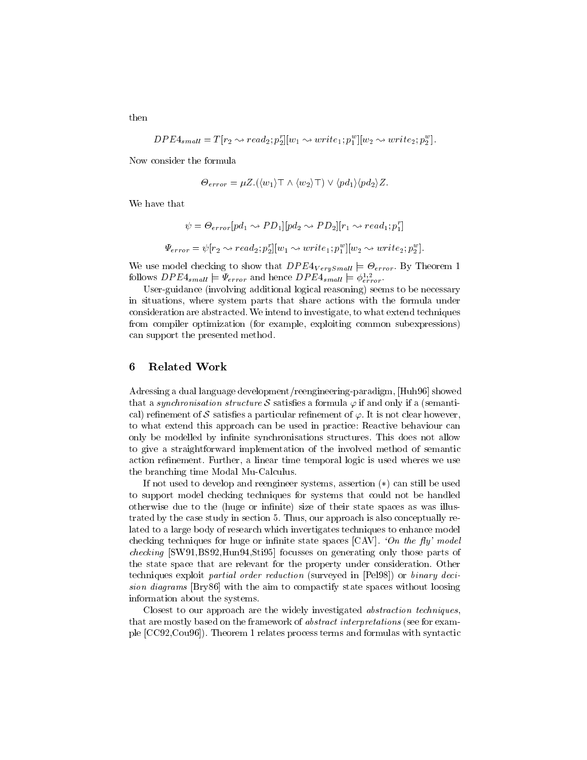then

$$DPE4_{small} = T[r_2 \rightsquigarrow read_2; p_2^r][w_1 \rightsquigarrow write_1; p_1^w][w_2 \rightsquigarrow write_2; p_2^w].$$

Now consider the formula

$$\Theta_{error} = \mu Z.(\langle w_1 \rangle \top \wedge \langle w_2 \rangle \top) \vee \langle pd_1 \rangle \langle pd_2 \rangle Z.$$

We have that

$$\psi = \Theta_{error}[pd_1 \rightsquigarrow PD_1][pd_2 \rightsquigarrow PD_2][r_1 \rightsquigarrow read_1; p_1^r]$$

$$\Psi_{error} = \psi[r_2 \rightsquigarrow read_2; p_2^r][w_1 \rightsquigarrow write_1; p_1^w][w_2 \rightsquigarrow write_2; p_2^w].$$

We use model checking to show that $DPE4_{VerySmall} \models \Theta_{error}$. By Theorem 1 follows $DPE4_{small} \models \Psi_{error}$ and hence $DPE4_{small} \models \phi_{error}^{1,2}$.

User-guidance (involving additional logical reasoning) seems to be necessary in situations, where system parts that share actions with the formula under consideration are abstracted. We intend to investigate, to what extend techniques from compiler optimization (for example, exploiting common subexpressions) can support the presented method.

## 6 Related Work

Adressing a dual language development/reengineering-paradigm, [Huh96] showed that a *synchronisation structure* $\mathcal{S}$ satisfies a formula $\varphi$ if and only if a (semantical) refinement of $\mathcal{S}$ satisfies a particular refinement of $\varphi$. It is not clear however, to what extend this approach can be used in practice: Reactive behaviour can only be modelled by infinite synchronisations structures. This does not allow to give a straightforward implementation of the involved method of semantic action refinement. Further, a linear time temporal logic is used wheres we use the branching time Modal Mu-Calculus.

If not used to develop and reengineer systems, assertion (∗) can still be used to support model checking techniques for systems that could not be handled otherwise due to the (huge or infinite) size of their state spaces as was illustrated by the case study in section 5. Thus, our approach is also conceptually related to a large body of research which invertigates techniques to enhance model checking techniques for huge or infinite state spaces [CAV]. *'On the fly' model checking* [SW91,BS92,Hun94,Sti95] focusses on generating only those parts of the state space that are relevant for the property under consideration. Other techniques exploit *partial order reduction* (surveyed in [Pel98]) or *binary decision diagrams* [Bry86] with the aim to compactify state spaces without loosing information about the systems.

Closest to our approach are the widely investigated *abstraction techniques*, that are mostly based on the framework of *abstract interpretations* (see for example [CC92,Cou96]). Theorem 1 relates process terms and formulas with syntactic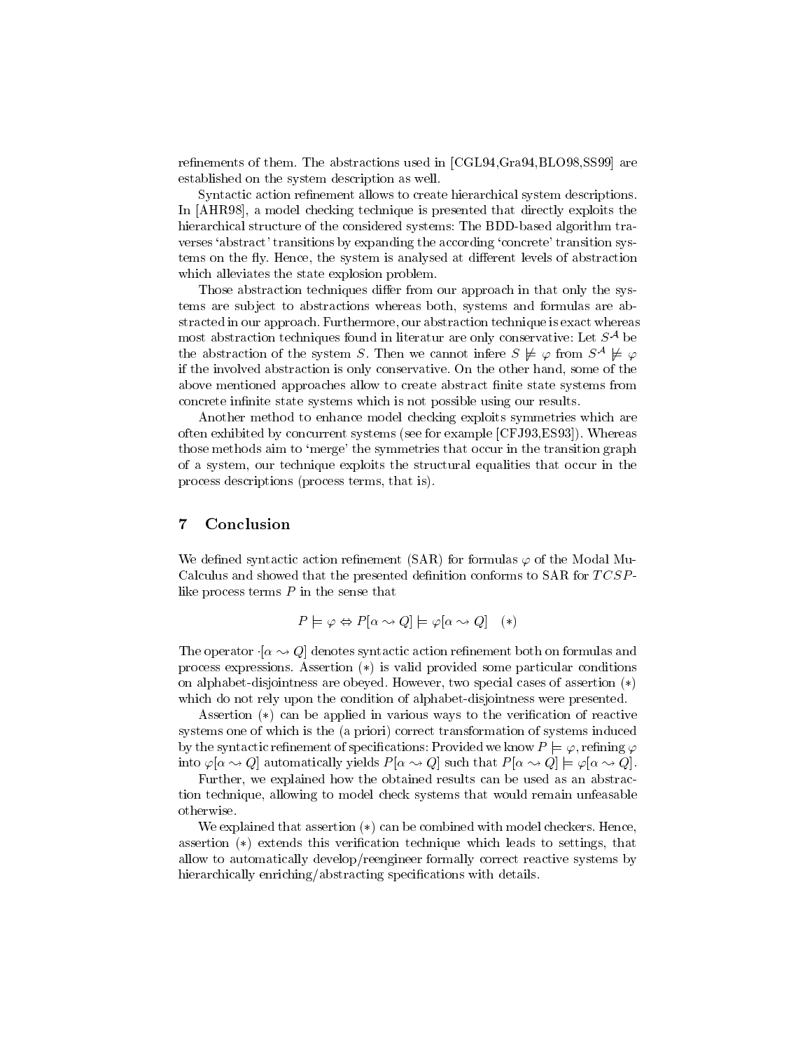refinements of them. The abstractions used in [CGL94,Gra94,BLO98,SS99] are established on the system description as well.

Syntactic action refinement allows to create hierarchical system descriptions. In [AHR98], a model checking technique is presented that directly exploits the hierarchical structure of the considered systems: The BDD-based algorithm traverses 'abstract' transitions by expanding the according 'concrete' transition systems on the fly. Hence, the system is analysed at different levels of abstraction which alleviates the state explosion problem.

Those abstraction techniques differ from our approach in that only the systems are subject to abstractions whereas both, systems and formulas are abstracted in our approach. Furthermore, our abstraction technique is exact whereas most abstraction techniques found in literatur are only conservative: Let $S^{\mathcal{A}}$ be the abstraction of the system $S$. Then we cannot infere $S \not\models \varphi$ from $S^{\mathcal{A}} \not\models \varphi$ if the involved abstraction is only conservative. On the other hand, some of the above mentioned approaches allow to create abstract finite state systems from concrete infinite state systems which is not possible using our results.

Another method to enhance model checking exploits symmetries which are often exhibited by concurrent systems (see for example [CFJ93,ES93]). Whereas those methods aim to 'merge' the symmetries that occur in the transition graph of a system, our technique exploits the structural equalities that occur in the process descriptions (process terms, that is).

## 7 Conclusion

We defined syntactic action refinement (SAR) for formulas $\varphi$ of the Modal Mu-Calculus and showed that the presented definition conforms to SAR for $TCSP$-like process terms $P$ in the sense that

$$P \models \varphi \Leftrightarrow P[\alpha \rightsquigarrow Q] \models \varphi[\alpha \rightsquigarrow Q] \quad (*)$$

The operator $\cdot[\alpha \rightsquigarrow Q]$ denotes syntactic action refinement both on formulas and process expressions. Assertion $(*)$ is valid provided some particular conditions on alphabet-disjointness are obeyed. However, two special cases of assertion $(*)$ which do not rely upon the condition of alphabet-disjointness were presented.

Assertion $(*)$ can be applied in various ways to the verification of reactive systems one of which is the (a priori) correct transformation of systems induced by the syntactic refinement of specifications: Provided we know $P \models \varphi$, refining $\varphi$ into $\varphi[\alpha \rightsquigarrow Q]$ automatically yields $P[\alpha \rightsquigarrow Q]$ such that $P[\alpha \rightsquigarrow Q] \models \varphi[\alpha \rightsquigarrow Q]$.

Further, we explained how the obtained results can be used as an abstraction technique, allowing to model check systems that would remain unfeasable otherwise.

We explained that assertion $(*)$ can be combined with model checkers. Hence, assertion $(*)$ extends this verification technique which leads to settings, that allow to automatically develop/reengineer formally correct reactive systems by hierarchically enriching/abstracting specifications with details.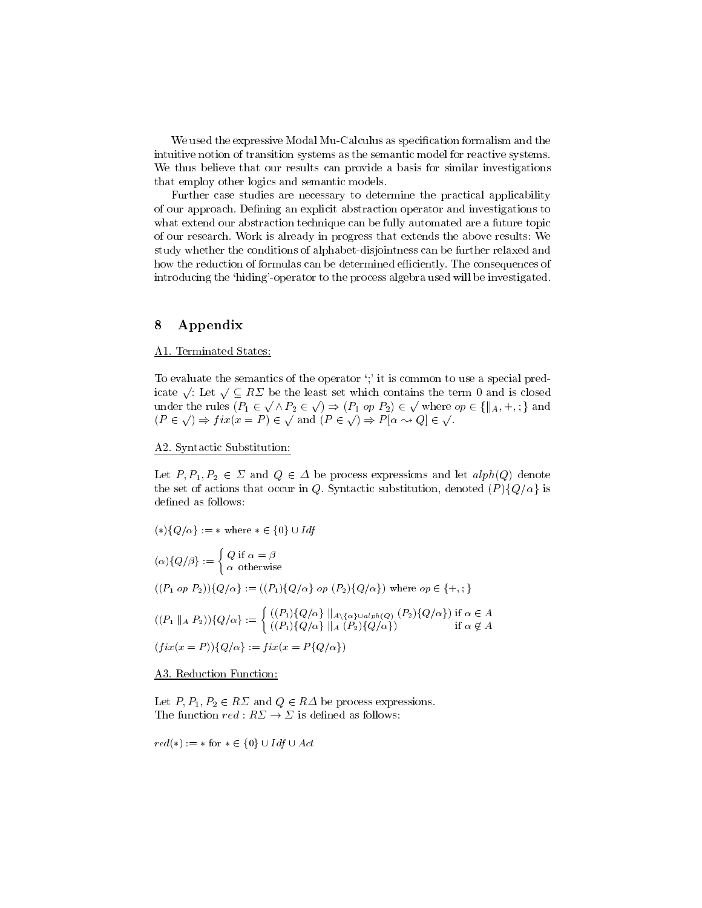We used the expressive Modal Mu-Calculus as specification formalism and the intuitive notion of transition systems as the semantic model for reactive systems. We thus believe that our results can provide a basis for similar investigations that employ other logics and semantic models.

Further case studies are necessary to determine the practical applicability of our approach. Defining an explicit abstraction operator and investigations to what extend our abstraction technique can be fully automated are a future topic of our research. Work is already in progress that extends the above results: We study whether the conditions of alphabet-disjointness can be further relaxed and how the reduction of formulas can be determined efficiently. The consequences of introducing the 'hiding'-operator to the process algebra used will be investigated.

# 8 Appendix

A1. Terminated States:

To evaluate the semantics of the operator ';' it is common to use a special predicate $\surd$: Let $\surd \subseteq R\Sigma$ be the least set which contains the term 0 and is closed under the rules $(P_1 \in \surd \wedge P_2 \in \surd) \Rightarrow (P_1 \; op \; P_2) \in \surd$ where $op \in \{\|_A, +, ;\}$ and $(P \in \surd) \Rightarrow fix(x = P) \in \surd$ and $(P \in \surd) \Rightarrow P[\alpha \rightsquigarrow Q] \in \surd$.

A2. Syntactic Substitution:

Let $P, P_1, P_2 \in \Sigma$ and $Q \in \Delta$ be process expressions and let $alph(Q)$ denote the set of actions that occur in $Q$. Syntactic substitution, denoted $(P)\{Q/\alpha\}$ is defined as follows:

$(*)\{Q/\alpha\} := *$ where $* \in \{0\} \cup Idf$

$$(\alpha)\{Q/\beta\} := \begin{cases} Q \text{ if } \alpha = \beta \\ \alpha \text{ otherwise} \end{cases}$$

$((P_1 \; op \; P_2))\{Q/\alpha\} := ((P_1)\{Q/\alpha\} \; op \; (P_2)\{Q/\alpha\})$ where $op \in \{+, ;\}$

$$((P_1 \|_A P_2))\{Q/\alpha\} := \begin{cases} ((P_1)\{Q/\alpha\} \|_{A \setminus \{\alpha\} \cup alph(Q)} (P_2)\{Q/\alpha\}) & \text{if } \alpha \in A \\ ((P_1)\{Q/\alpha\} \|_A (P_2)\{Q/\alpha\}) & \text{if } \alpha \notin A \end{cases}$$

$(fix(x = P))\{Q/\alpha\} := fix(x = P\{Q/\alpha\})$

A3. Reduction Function:

Let $P, P_1, P_2 \in R\Sigma$ and $Q \in R\Delta$ be process expressions.
The function $red : R\Sigma \rightarrow \Sigma$ is defined as follows:

$red(*) := *$ for $* \in \{0\} \cup Idf \cup Act$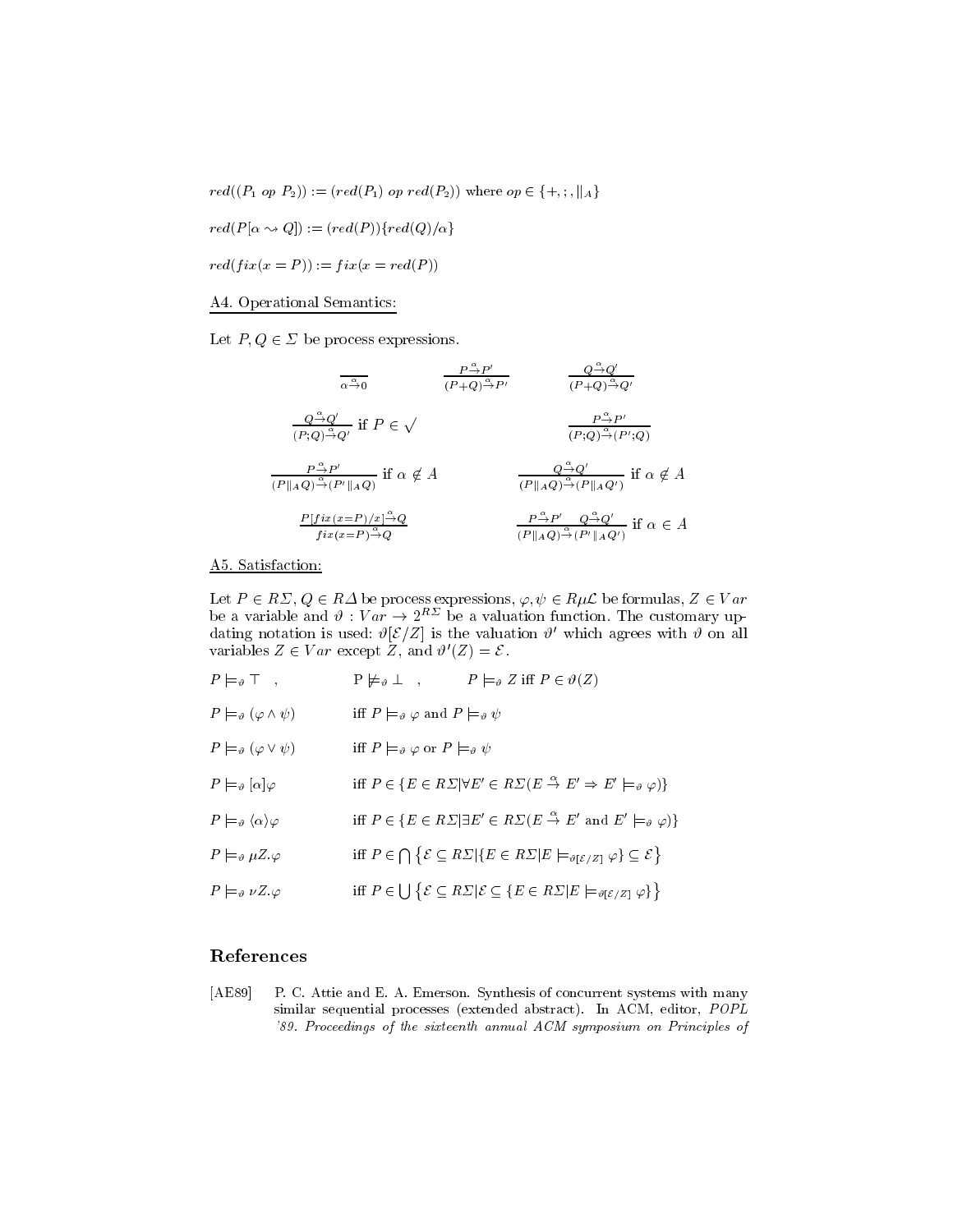$red((P_1 \; op \; P_2)) := (red(P_1) \; op \; red(P_2))$ where $op \in \{+, ;, \|_A\}$

$red(P[\alpha \rightsquigarrow Q]) := (red(P))\{red(Q)/\alpha\}$

$red(fix(x = P)) := fix(x = red(P))$

A4. Operational Semantics:

Let $P, Q \in \Sigma$ be process expressions.

$$\frac{}{\alpha \xrightarrow{\alpha} 0} \qquad \frac{P \xrightarrow{\alpha} P'}{(P+Q) \xrightarrow{\alpha} P'} \qquad \frac{Q \xrightarrow{\alpha} Q'}{(P+Q) \xrightarrow{\alpha} Q'}$$

$$\frac{Q \xrightarrow{\alpha} Q'}{(P;Q) \xrightarrow{\alpha} Q'} \text{ if } P \in \surd \qquad \frac{P \xrightarrow{\alpha} P'}{(P;Q) \xrightarrow{\alpha} (P';Q)}$$

$$\frac{P \xrightarrow{\alpha} P'}{(P \|_A Q) \xrightarrow{\alpha} (P' \|_A Q)} \text{ if } \alpha \notin A \qquad \frac{Q \xrightarrow{\alpha} Q'}{(P \|_A Q) \xrightarrow{\alpha} (P \|_A Q')} \text{ if } \alpha \notin A$$

$$\frac{P[fix(x=P)/x] \xrightarrow{\alpha} Q}{fix(x=P) \xrightarrow{\alpha} Q} \qquad \frac{P \xrightarrow{\alpha} P' \quad Q \xrightarrow{\alpha} Q'}{(P \|_A Q) \xrightarrow{\alpha} (P' \|_A Q')} \text{ if } \alpha \in A$$

A5. Satisfaction:

Let $P \in R\Sigma, Q \in R\Delta$ be process expressions, $\varphi, \psi \in R\mu\mathcal{L}$ be formulas, $Z \in Var$ be a variable and $\vartheta : Var \to 2^{R\Sigma}$ be a valuation function. The customary updating notation is used: $\vartheta[\mathcal{E}/Z]$ is the valuation $\vartheta'$ which agrees with $\vartheta$ on all variables $Z \in Var$ except $Z$, and $\vartheta'(Z) = \mathcal{E}$.

$P \models_\vartheta \top$ , $\quad$ P $\not\models_\vartheta \bot$ , $\quad$ $P \models_\vartheta Z$ iff $P \in \vartheta(Z)$

$P \models_\vartheta (\varphi \wedge \psi)$ $\quad$ iff $P \models_\vartheta \varphi$ and $P \models_\vartheta \psi$

$P \models_\vartheta (\varphi \vee \psi)$ $\quad$ iff $P \models_\vartheta \varphi$ or $P \models_\vartheta \psi$

$P \models_\vartheta [\alpha]\varphi$ $\quad$ iff $P \in \{E \in R\Sigma | \forall E' \in R\Sigma (E \xrightarrow{\alpha} E' \Rightarrow E' \models_\vartheta \varphi)\}$

$P \models_\vartheta \langle\alpha\rangle\varphi$ $\quad$ iff $P \in \{E \in R\Sigma | \exists E' \in R\Sigma (E \xrightarrow{\alpha} E' \text{ and } E' \models_\vartheta \varphi)\}$

$P \models_\vartheta \mu Z.\varphi$ $\quad$ iff $P \in \bigcap \left\{\mathcal{E} \subseteq R\Sigma | \{E \in R\Sigma | E \models_{\vartheta[\mathcal{E}/Z]} \varphi\} \subseteq \mathcal{E}\right\}$

$P \models_\vartheta \nu Z.\varphi$ $\quad$ iff $P \in \bigcup \left\{\mathcal{E} \subseteq R\Sigma | \mathcal{E} \subseteq \{E \in R\Sigma | E \models_{\vartheta[\mathcal{E}/Z]} \varphi\}\right\}$

## References

[AE89] P. C. Attie and E. A. Emerson. Synthesis of concurrent systems with many similar sequential processes (extended abstract). In ACM, editor, *POPL '89. Proceedings of the sixteenth annual ACM symposium on Principles of*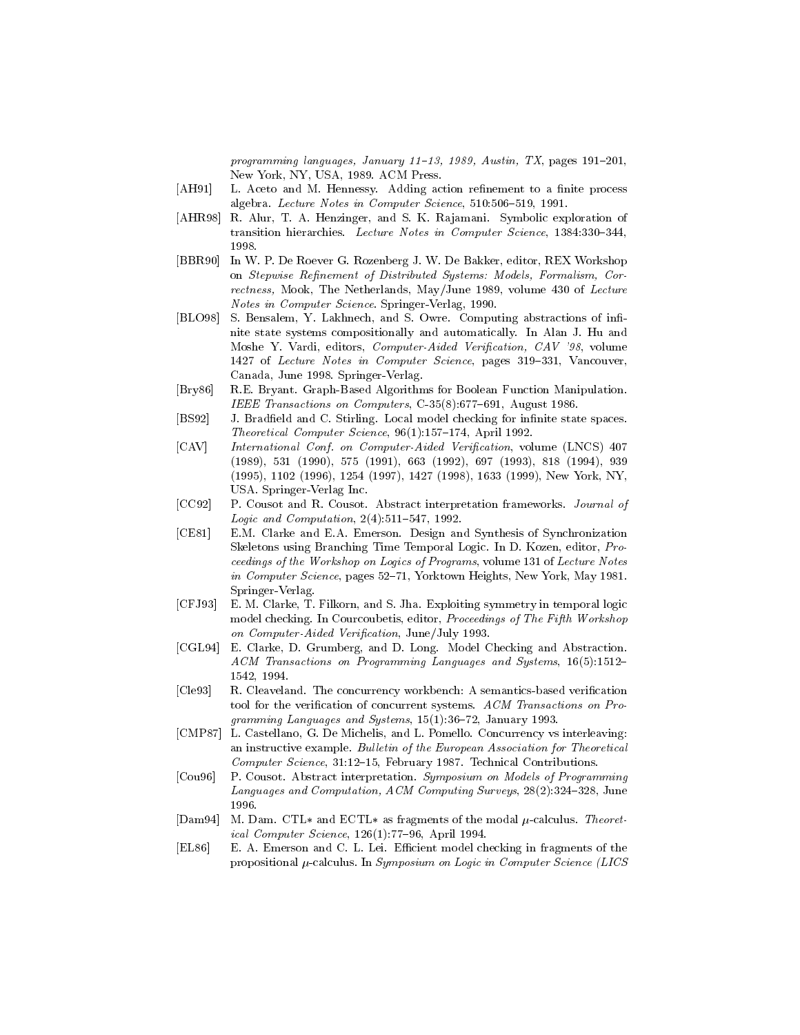*programming languages, January 11–13, 1989, Austin, TX*, pages 191–201, New York, NY, USA, 1989. ACM Press.

[AH91] L. Aceto and M. Hennessy. Adding action refinement to a finite process algebra. *Lecture Notes in Computer Science*, 510:506–519, 1991.

[AHR98] R. Alur, T. A. Henzinger, and S. K. Rajamani. Symbolic exploration of transition hierarchies. *Lecture Notes in Computer Science*, 1384:330–344, 1998.

[BBR90] In W. P. De Roever G. Rozenberg J. W. De Bakker, editor, REX Workshop on *Stepwise Refinement of Distributed Systems: Models, Formalism, Correctness,* Mook, The Netherlands, May/June 1989, volume 430 of *Lecture Notes in Computer Science*. Springer-Verlag, 1990.

[BLO98] S. Bensalem, Y. Lakhnech, and S. Owre. Computing abstractions of infinite state systems compositionally and automatically. In Alan J. Hu and Moshe Y. Vardi, editors, *Computer-Aided Verification, CAV '98*, volume 1427 of *Lecture Notes in Computer Science*, pages 319–331, Vancouver, Canada, June 1998. Springer-Verlag.

[Bry86] R.E. Bryant. Graph-Based Algorithms for Boolean Function Manipulation. *IEEE Transactions on Computers*, C-35(8):677–691, August 1986.

[BS92] J. Bradfield and C. Stirling. Local model checking for infinite state spaces. *Theoretical Computer Science*, 96(1):157–174, April 1992.

[CAV] *International Conf. on Computer-Aided Verification*, volume (LNCS) 407 (1989), 531 (1990), 575 (1991), 663 (1992), 697 (1993), 818 (1994), 939 (1995), 1102 (1996), 1254 (1997), 1427 (1998), 1633 (1999), New York, NY, USA. Springer-Verlag Inc.

[CC92] P. Cousot and R. Cousot. Abstract interpretation frameworks. *Journal of Logic and Computation*, 2(4):511–547, 1992.

[CE81] E.M. Clarke and E.A. Emerson. Design and Synthesis of Synchronization Skeletons using Branching Time Temporal Logic. In D. Kozen, editor, *Proceedings of the Workshop on Logics of Programs*, volume 131 of *Lecture Notes in Computer Science*, pages 52–71, Yorktown Heights, New York, May 1981. Springer-Verlag.

[CFJ93] E. M. Clarke, T. Filkorn, and S. Jha. Exploiting symmetry in temporal logic model checking. In Courcoubetis, editor, *Proceedings of The Fifth Workshop on Computer-Aided Verification*, June/July 1993.

[CGL94] E. Clarke, D. Grumberg, and D. Long. Model Checking and Abstraction. *ACM Transactions on Programming Languages and Systems*, 16(5):1512–1542, 1994.

[Cle93] R. Cleaveland. The concurrency workbench: A semantics-based verification tool for the verification of concurrent systems. *ACM Transactions on Programming Languages and Systems*, 15(1):36–72, January 1993.

[CMP87] L. Castellano, G. De Michelis, and L. Pomello. Concurrency vs interleaving: an instructive example. *Bulletin of the European Association for Theoretical Computer Science*, 31:12–15, February 1987. Technical Contributions.

[Cou96] P. Cousot. Abstract interpretation. *Symposium on Models of Programming Languages and Computation, ACM Computing Surveys*, 28(2):324–328, June 1996.

[Dam94] M. Dam. CTL* and ECTL* as fragments of the modal $\mu$-calculus. *Theoretical Computer Science*, 126(1):77–96, April 1994.

[EL86] E. A. Emerson and C. L. Lei. Efficient model checking in fragments of the propositional $\mu$-calculus. In *Symposium on Logic in Computer Science (LICS*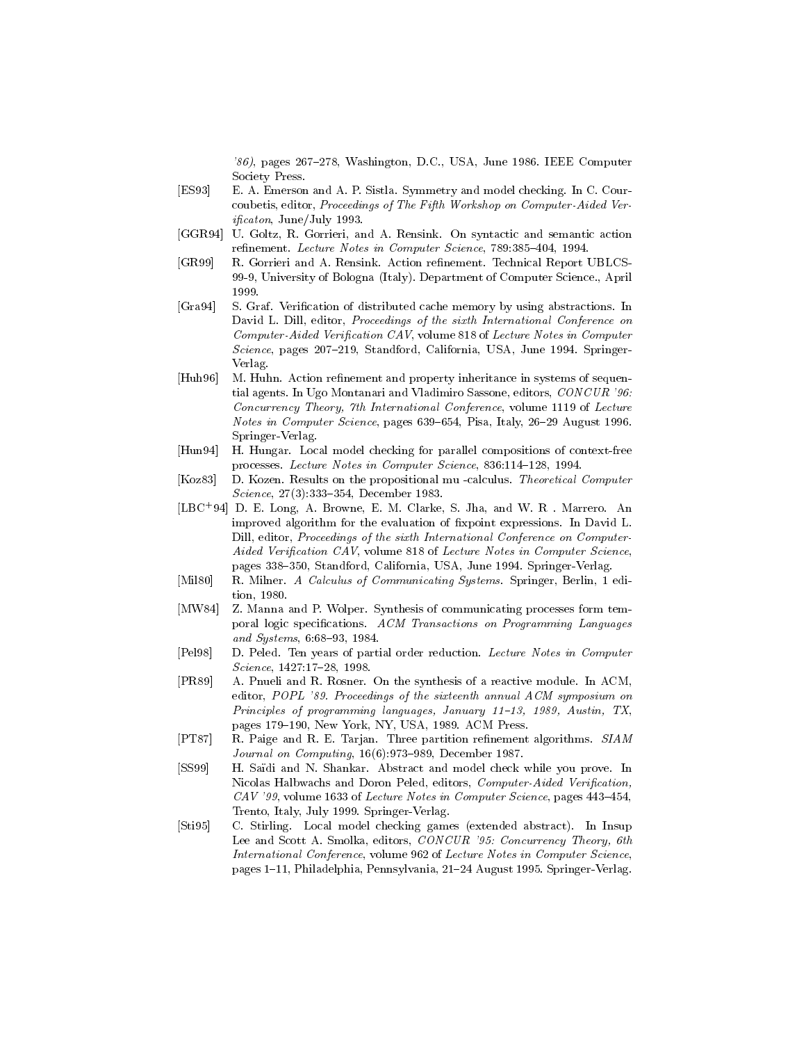'86), pages 267–278, Washington, D.C., USA, June 1986. IEEE Computer Society Press.

[ES93] E. A. Emerson and A. P. Sistla. Symmetry and model checking. In C. Courcoubetis, editor, *Proceedings of The Fifth Workshop on Computer-Aided Verificaton*, June/July 1993.

[GGR94] U. Goltz, R. Gorrieri, and A. Rensink. On syntactic and semantic action refinement. *Lecture Notes in Computer Science*, 789:385–404, 1994.

[GR99] R. Gorrieri and A. Rensink. Action refinement. Technical Report UBLCS-99-9, University of Bologna (Italy). Department of Computer Science., April 1999.

[Gra94] S. Graf. Verification of distributed cache memory by using abstractions. In David L. Dill, editor, *Proceedings of the sixth International Conference on Computer-Aided Verification CAV*, volume 818 of *Lecture Notes in Computer Science*, pages 207–219, Standford, California, USA, June 1994. Springer-Verlag.

[Huh96] M. Huhn. Action refinement and property inheritance in systems of sequential agents. In Ugo Montanari and Vladimiro Sassone, editors, *CONCUR '96: Concurrency Theory, 7th International Conference*, volume 1119 of *Lecture Notes in Computer Science*, pages 639–654, Pisa, Italy, 26–29 August 1996. Springer-Verlag.

[Hun94] H. Hungar. Local model checking for parallel compositions of context-free processes. *Lecture Notes in Computer Science*, 836:114–128, 1994.

[Koz83] D. Kozen. Results on the propositional mu -calculus. *Theoretical Computer Science*, 27(3):333–354, December 1983.

[LBC+94] D. E. Long, A. Browne, E. M. Clarke, S. Jha, and W. R . Marrero. An improved algorithm for the evaluation of fixpoint expressions. In David L. Dill, editor, *Proceedings of the sixth International Conference on Computer-Aided Verification CAV*, volume 818 of *Lecture Notes in Computer Science*, pages 338–350, Standford, California, USA, June 1994. Springer-Verlag.

[Mil80] R. Milner. *A Calculus of Communicating Systems*. Springer, Berlin, 1 edition, 1980.

[MW84] Z. Manna and P. Wolper. Synthesis of communicating processes form temporal logic specifications. *ACM Transactions on Programming Languages and Systems*, 6:68–93, 1984.

[Pel98] D. Peled. Ten years of partial order reduction. *Lecture Notes in Computer Science*, 1427:17–28, 1998.

[PR89] A. Pnueli and R. Rosner. On the synthesis of a reactive module. In ACM, editor, *POPL '89. Proceedings of the sixteenth annual ACM symposium on Principles of programming languages, January 11–13, 1989, Austin, TX*, pages 179–190, New York, NY, USA, 1989. ACM Press.

[PT87] R. Paige and R. E. Tarjan. Three partition refinement algorithms. *SIAM Journal on Computing*, 16(6):973–989, December 1987.

[SS99] H. Saïdi and N. Shankar. Abstract and model check while you prove. In Nicolas Halbwachs and Doron Peled, editors, *Computer-Aided Verification, CAV '99*, volume 1633 of *Lecture Notes in Computer Science*, pages 443–454, Trento, Italy, July 1999. Springer-Verlag.

[Sti95] C. Stirling. Local model checking games (extended abstract). In Insup Lee and Scott A. Smolka, editors, *CONCUR '95: Concurrency Theory, 6th International Conference*, volume 962 of *Lecture Notes in Computer Science*, pages 1–11, Philadelphia, Pennsylvania, 21–24 August 1995. Springer-Verlag.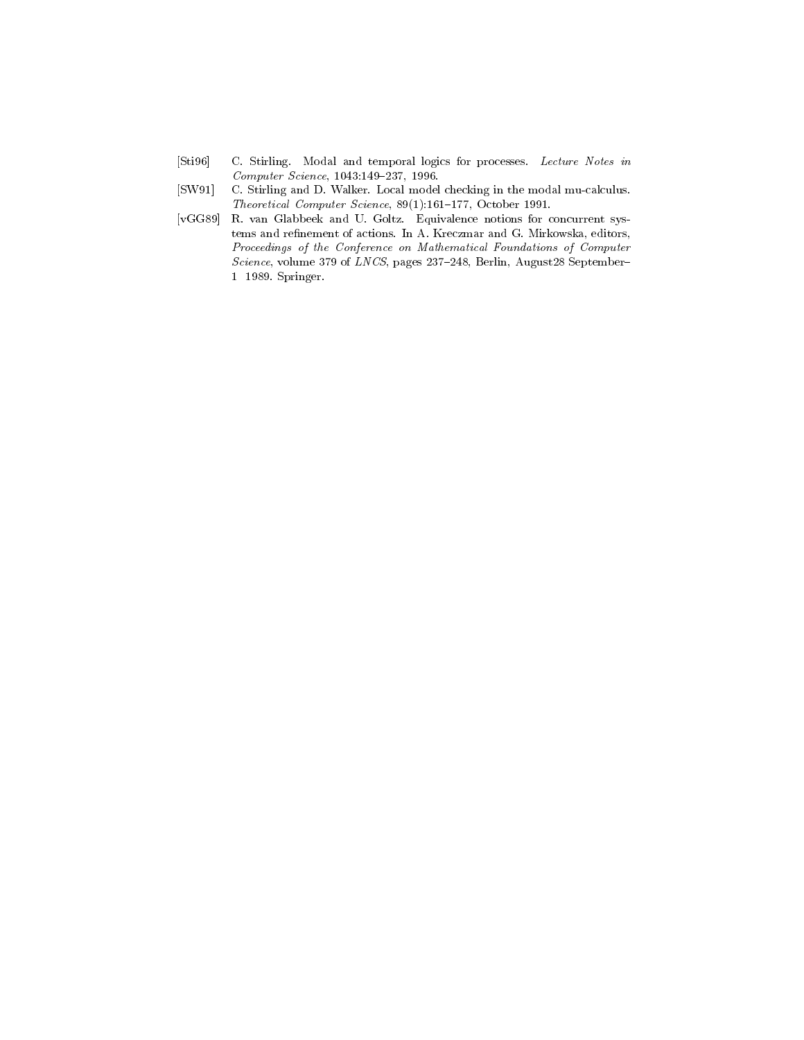[Sti96] C. Stirling. Modal and temporal logics for processes. *Lecture Notes in Computer Science*, 1043:149–237, 1996.

[SW91] C. Stirling and D. Walker. Local model checking in the modal mu-calculus. *Theoretical Computer Science*, 89(1):161–177, October 1991.

[vGG89] R. van Glabbeek and U. Goltz. Equivalence notions for concurrent systems and refinement of actions. In A. Kreczmar and G. Mirkowska, editors, *Proceedings of the Conference on Mathematical Foundations of Computer Science*, volume 379 of *LNCS*, pages 237–248, Berlin, August28 September–1 1989. Springer.